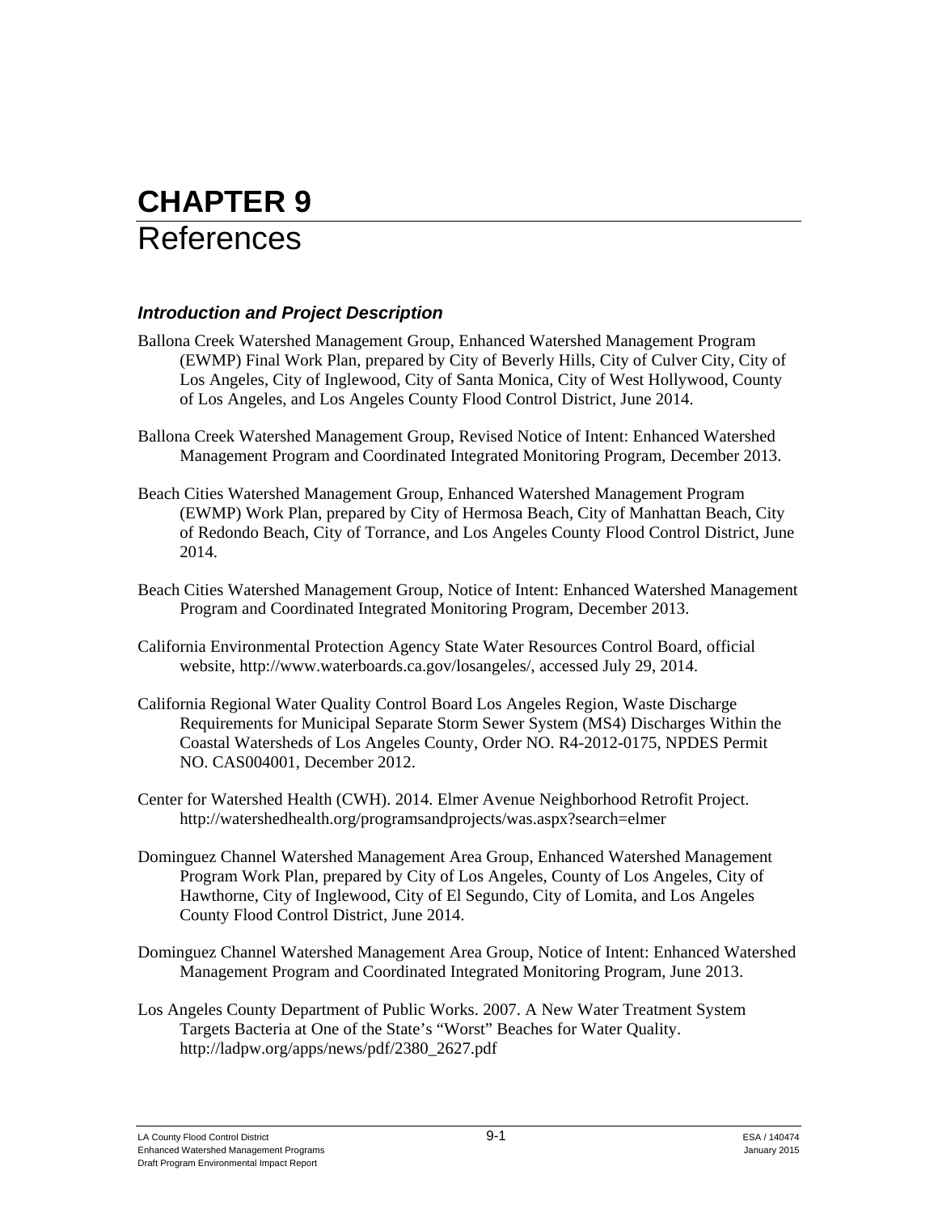# CHAPTER 9
# References

### *Introduction and Project Description*

Ballona Creek Watershed Management Group, Enhanced Watershed Management Program (EWMP) Final Work Plan, prepared by City of Beverly Hills, City of Culver City, City of Los Angeles, City of Inglewood, City of Santa Monica, City of West Hollywood, County of Los Angeles, and Los Angeles County Flood Control District, June 2014.

Ballona Creek Watershed Management Group, Revised Notice of Intent: Enhanced Watershed Management Program and Coordinated Integrated Monitoring Program, December 2013.

Beach Cities Watershed Management Group, Enhanced Watershed Management Program (EWMP) Work Plan, prepared by City of Hermosa Beach, City of Manhattan Beach, City of Redondo Beach, City of Torrance, and Los Angeles County Flood Control District, June 2014.

Beach Cities Watershed Management Group, Notice of Intent: Enhanced Watershed Management Program and Coordinated Integrated Monitoring Program, December 2013.

California Environmental Protection Agency State Water Resources Control Board, official website, http://www.waterboards.ca.gov/losangeles/, accessed July 29, 2014.

California Regional Water Quality Control Board Los Angeles Region, Waste Discharge Requirements for Municipal Separate Storm Sewer System (MS4) Discharges Within the Coastal Watersheds of Los Angeles County, Order NO. R4-2012-0175, NPDES Permit NO. CAS004001, December 2012.

Center for Watershed Health (CWH). 2014. Elmer Avenue Neighborhood Retrofit Project. http://watershedhealth.org/programsandprojects/was.aspx?search=elmer

Dominguez Channel Watershed Management Area Group, Enhanced Watershed Management Program Work Plan, prepared by City of Los Angeles, County of Los Angeles, City of Hawthorne, City of Inglewood, City of El Segundo, City of Lomita, and Los Angeles County Flood Control District, June 2014.

Dominguez Channel Watershed Management Area Group, Notice of Intent: Enhanced Watershed Management Program and Coordinated Integrated Monitoring Program, June 2013.

Los Angeles County Department of Public Works. 2007. A New Water Treatment System Targets Bacteria at One of the State's "Worst" Beaches for Water Quality. http://ladpw.org/apps/news/pdf/2380_2627.pdf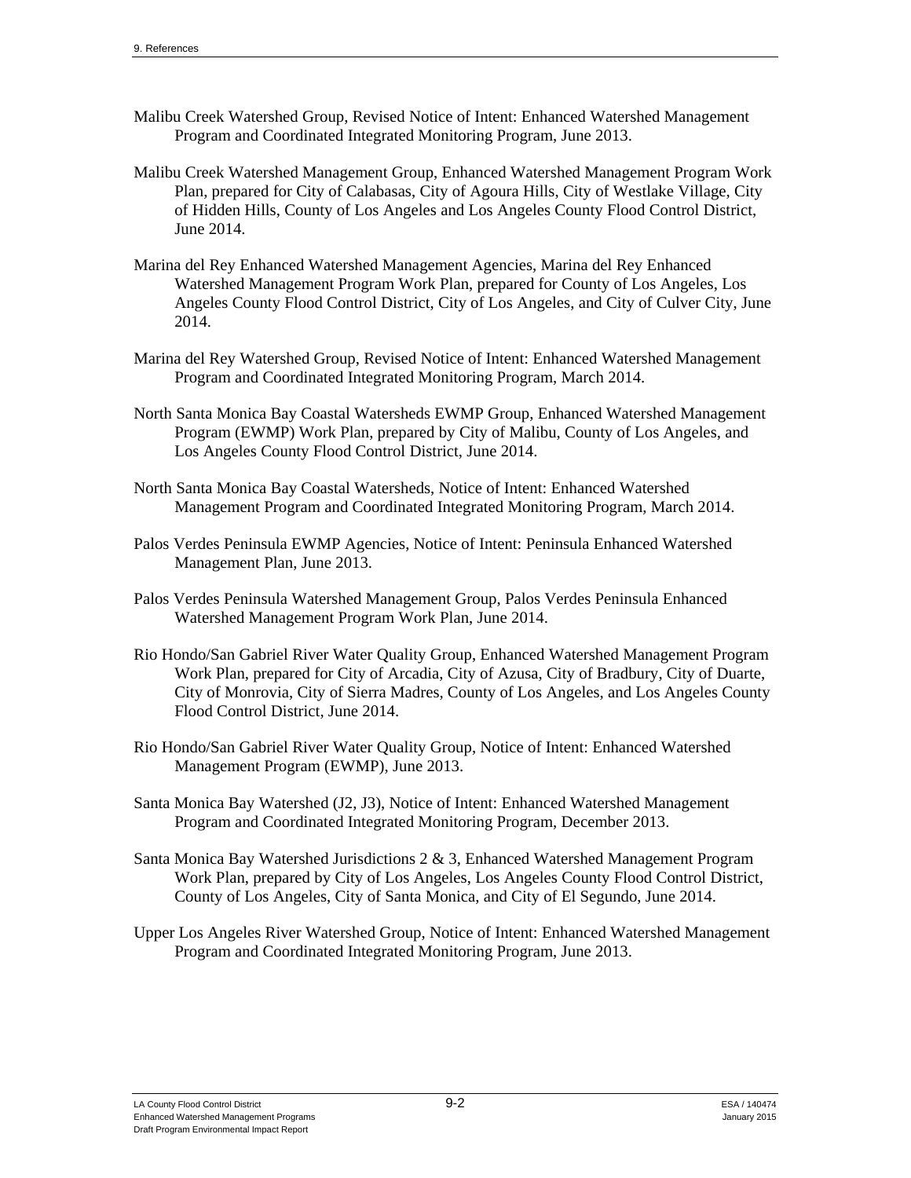Malibu Creek Watershed Group, Revised Notice of Intent: Enhanced Watershed Management Program and Coordinated Integrated Monitoring Program, June 2013.

Malibu Creek Watershed Management Group, Enhanced Watershed Management Program Work Plan, prepared for City of Calabasas, City of Agoura Hills, City of Westlake Village, City of Hidden Hills, County of Los Angeles and Los Angeles County Flood Control District, June 2014.

Marina del Rey Enhanced Watershed Management Agencies, Marina del Rey Enhanced Watershed Management Program Work Plan, prepared for County of Los Angeles, Los Angeles County Flood Control District, City of Los Angeles, and City of Culver City, June 2014.

Marina del Rey Watershed Group, Revised Notice of Intent: Enhanced Watershed Management Program and Coordinated Integrated Monitoring Program, March 2014.

North Santa Monica Bay Coastal Watersheds EWMP Group, Enhanced Watershed Management Program (EWMP) Work Plan, prepared by City of Malibu, County of Los Angeles, and Los Angeles County Flood Control District, June 2014.

North Santa Monica Bay Coastal Watersheds, Notice of Intent: Enhanced Watershed Management Program and Coordinated Integrated Monitoring Program, March 2014.

Palos Verdes Peninsula EWMP Agencies, Notice of Intent: Peninsula Enhanced Watershed Management Plan, June 2013.

Palos Verdes Peninsula Watershed Management Group, Palos Verdes Peninsula Enhanced Watershed Management Program Work Plan, June 2014.

Rio Hondo/San Gabriel River Water Quality Group, Enhanced Watershed Management Program Work Plan, prepared for City of Arcadia, City of Azusa, City of Bradbury, City of Duarte, City of Monrovia, City of Sierra Madres, County of Los Angeles, and Los Angeles County Flood Control District, June 2014.

Rio Hondo/San Gabriel River Water Quality Group, Notice of Intent: Enhanced Watershed Management Program (EWMP), June 2013.

Santa Monica Bay Watershed (J2, J3), Notice of Intent: Enhanced Watershed Management Program and Coordinated Integrated Monitoring Program, December 2013.

Santa Monica Bay Watershed Jurisdictions 2 & 3, Enhanced Watershed Management Program Work Plan, prepared by City of Los Angeles, Los Angeles County Flood Control District, County of Los Angeles, City of Santa Monica, and City of El Segundo, June 2014.

Upper Los Angeles River Watershed Group, Notice of Intent: Enhanced Watershed Management Program and Coordinated Integrated Monitoring Program, June 2013.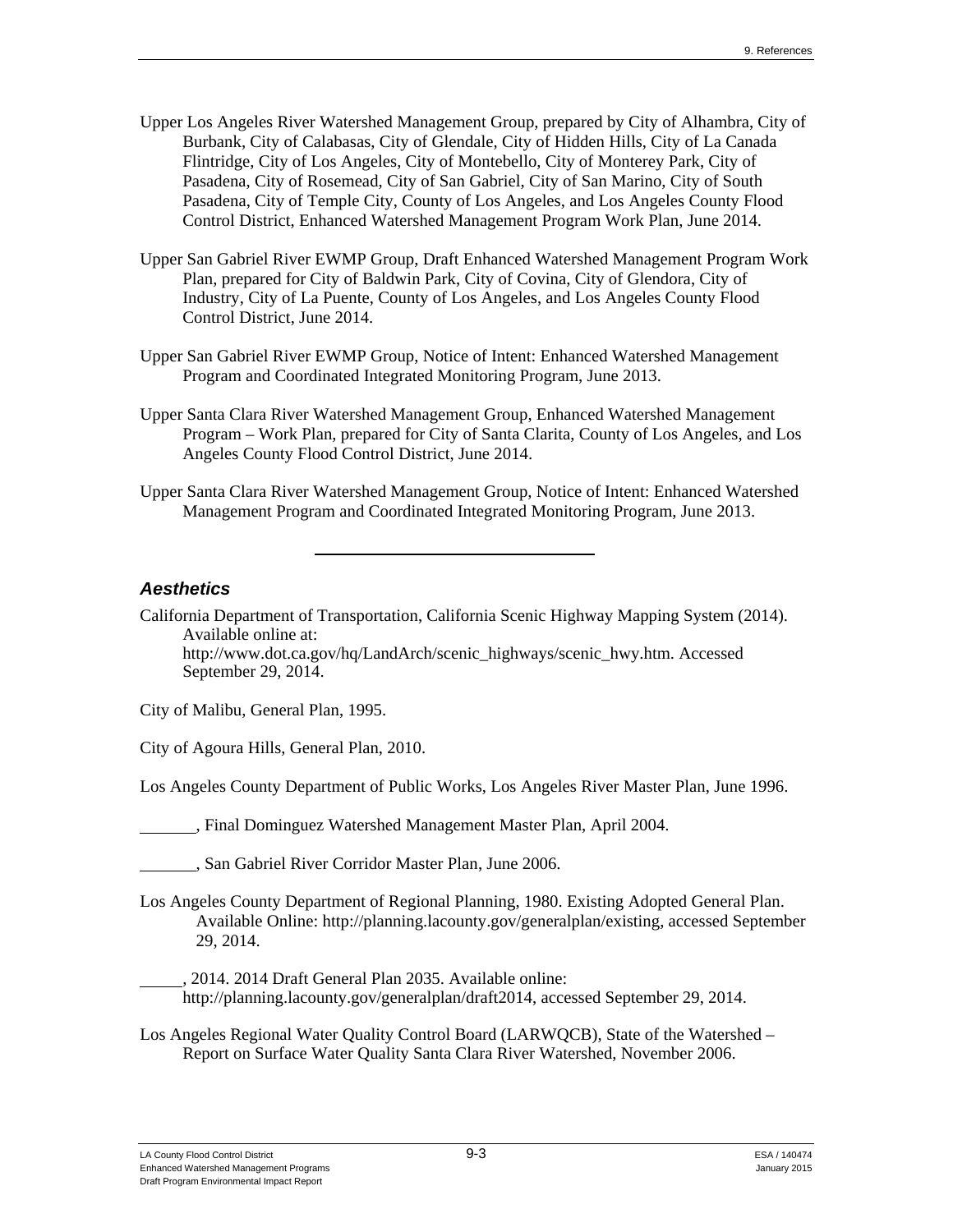Upper Los Angeles River Watershed Management Group, prepared by City of Alhambra, City of Burbank, City of Calabasas, City of Glendale, City of Hidden Hills, City of La Canada Flintridge, City of Los Angeles, City of Montebello, City of Monterey Park, City of Pasadena, City of Rosemead, City of San Gabriel, City of San Marino, City of South Pasadena, City of Temple City, County of Los Angeles, and Los Angeles County Flood Control District, Enhanced Watershed Management Program Work Plan, June 2014.

Upper San Gabriel River EWMP Group, Draft Enhanced Watershed Management Program Work Plan, prepared for City of Baldwin Park, City of Covina, City of Glendora, City of Industry, City of La Puente, County of Los Angeles, and Los Angeles County Flood Control District, June 2014.

Upper San Gabriel River EWMP Group, Notice of Intent: Enhanced Watershed Management Program and Coordinated Integrated Monitoring Program, June 2013.

Upper Santa Clara River Watershed Management Group, Enhanced Watershed Management Program – Work Plan, prepared for City of Santa Clarita, County of Los Angeles, and Los Angeles County Flood Control District, June 2014.

Upper Santa Clara River Watershed Management Group, Notice of Intent: Enhanced Watershed Management Program and Coordinated Integrated Monitoring Program, June 2013.

---

### *Aesthetics*

California Department of Transportation, California Scenic Highway Mapping System (2014). Available online at: http://www.dot.ca.gov/hq/LandArch/scenic_highways/scenic_hwy.htm. Accessed September 29, 2014.

City of Malibu, General Plan, 1995.

City of Agoura Hills, General Plan, 2010.

Los Angeles County Department of Public Works, Los Angeles River Master Plan, June 1996.

\_\_\_\_\_\_\_, Final Dominguez Watershed Management Master Plan, April 2004.

\_\_\_\_\_\_\_, San Gabriel River Corridor Master Plan, June 2006.

Los Angeles County Department of Regional Planning, 1980. Existing Adopted General Plan. Available Online: http://planning.lacounty.gov/generalplan/existing, accessed September 29, 2014.

\_\_\_\_\_, 2014. 2014 Draft General Plan 2035. Available online: http://planning.lacounty.gov/generalplan/draft2014, accessed September 29, 2014.

Los Angeles Regional Water Quality Control Board (LARWQCB), State of the Watershed – Report on Surface Water Quality Santa Clara River Watershed, November 2006.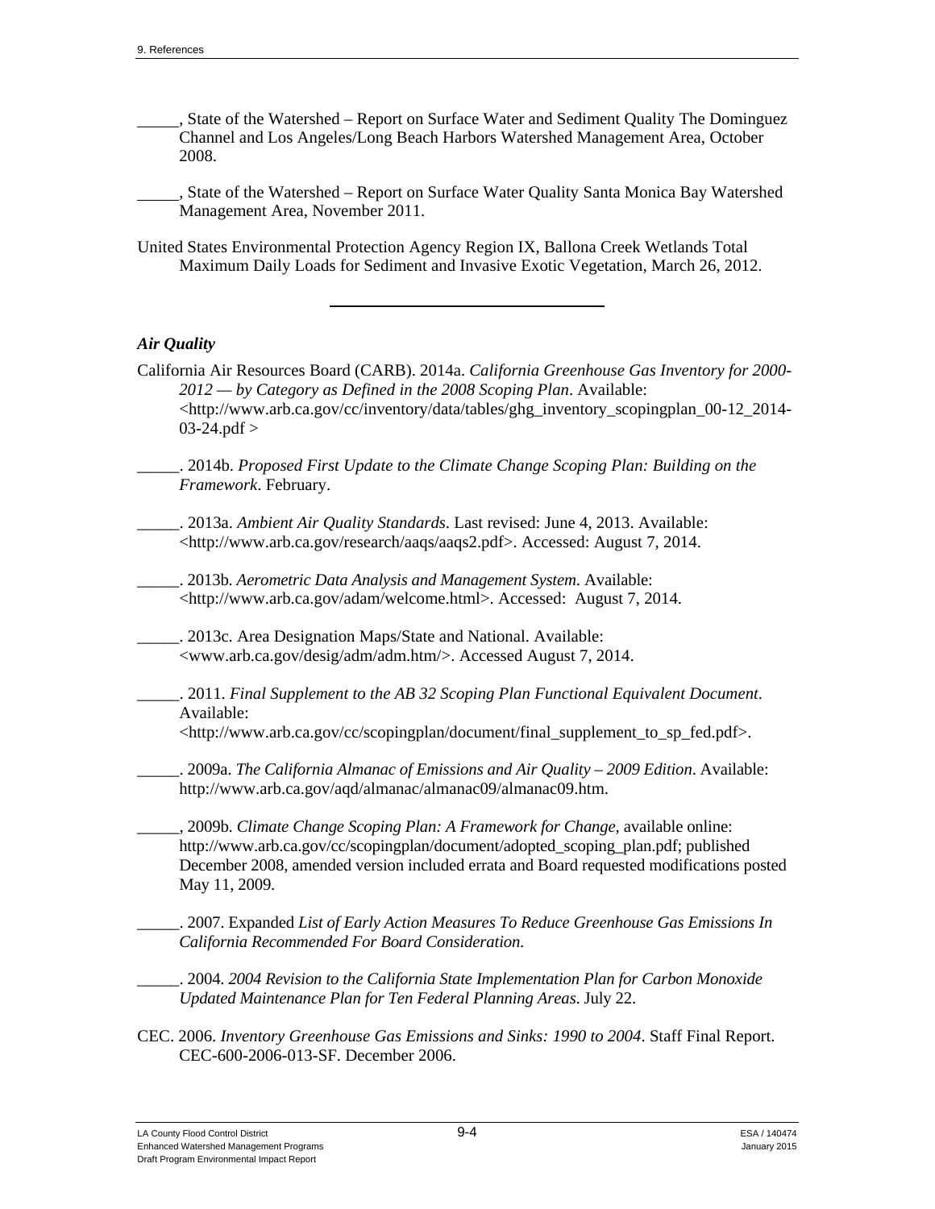\_\_\_\_\_, State of the Watershed – Report on Surface Water and Sediment Quality The Dominguez Channel and Los Angeles/Long Beach Harbors Watershed Management Area, October 2008.

\_\_\_\_\_, State of the Watershed – Report on Surface Water Quality Santa Monica Bay Watershed Management Area, November 2011.

United States Environmental Protection Agency Region IX, Ballona Creek Wetlands Total Maximum Daily Loads for Sediment and Invasive Exotic Vegetation, March 26, 2012.

---

### *Air Quality*

California Air Resources Board (CARB). 2014a. *California Greenhouse Gas Inventory for 2000-2012 — by Category as Defined in the 2008 Scoping Plan*. Available: <http://www.arb.ca.gov/cc/inventory/data/tables/ghg_inventory_scopingplan_00-12_2014-03-24.pdf >

\_\_\_\_\_. 2014b. *Proposed First Update to the Climate Change Scoping Plan: Building on the Framework*. February.

\_\_\_\_\_. 2013a. *Ambient Air Quality Standards*. Last revised: June 4, 2013. Available: <http://www.arb.ca.gov/research/aaqs/aaqs2.pdf>. Accessed: August 7, 2014.

\_\_\_\_\_. 2013b. *Aerometric Data Analysis and Management System*. Available: <http://www.arb.ca.gov/adam/welcome.html>. Accessed: August 7, 2014.

\_\_\_\_\_. 2013c. Area Designation Maps/State and National. Available: <www.arb.ca.gov/desig/adm/adm.htm/>. Accessed August 7, 2014.

\_\_\_\_\_. 2011. *Final Supplement to the AB 32 Scoping Plan Functional Equivalent Document*. Available: <http://www.arb.ca.gov/cc/scopingplan/document/final_supplement_to_sp_fed.pdf>.

\_\_\_\_\_. 2009a. *The California Almanac of Emissions and Air Quality – 2009 Edition*. Available: http://www.arb.ca.gov/aqd/almanac/almanac09/almanac09.htm.

\_\_\_\_\_, 2009b. *Climate Change Scoping Plan: A Framework for Change*, available online: http://www.arb.ca.gov/cc/scopingplan/document/adopted_scoping_plan.pdf; published December 2008, amended version included errata and Board requested modifications posted May 11, 2009.

\_\_\_\_\_. 2007. Expanded *List of Early Action Measures To Reduce Greenhouse Gas Emissions In California Recommended For Board Consideration.*

\_\_\_\_\_. 2004. *2004 Revision to the California State Implementation Plan for Carbon Monoxide Updated Maintenance Plan for Ten Federal Planning Areas*. July 22.

CEC. 2006. *Inventory Greenhouse Gas Emissions and Sinks: 1990 to 2004*. Staff Final Report. CEC-600-2006-013-SF. December 2006.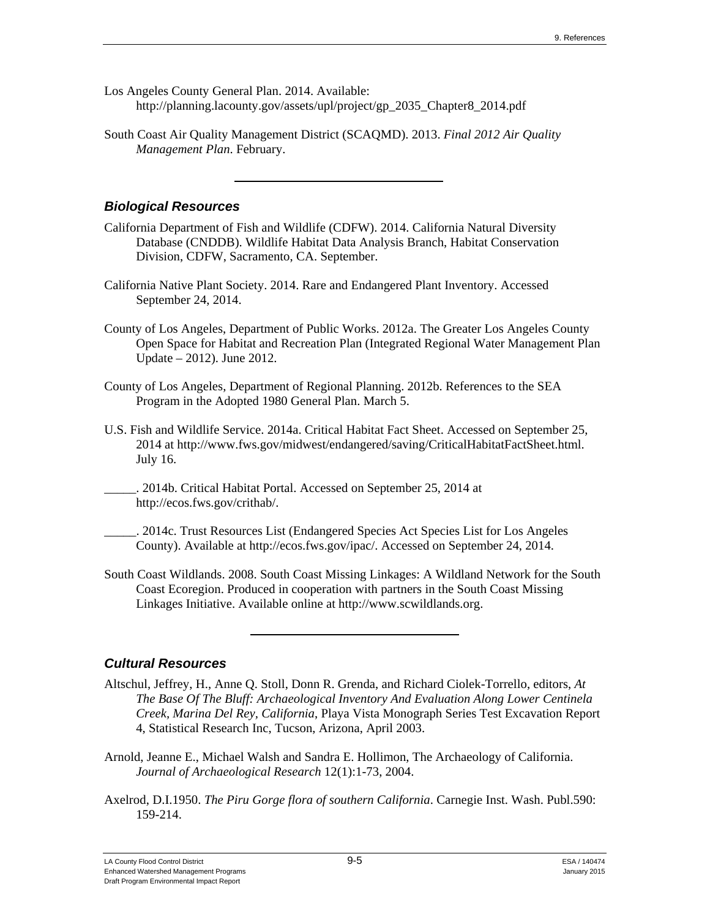Los Angeles County General Plan. 2014. Available: http://planning.lacounty.gov/assets/upl/project/gp_2035_Chapter8_2014.pdf

South Coast Air Quality Management District (SCAQMD). 2013. *Final 2012 Air Quality Management Plan*. February.

---

### *Biological Resources*

California Department of Fish and Wildlife (CDFW). 2014. California Natural Diversity Database (CNDDB). Wildlife Habitat Data Analysis Branch, Habitat Conservation Division, CDFW, Sacramento, CA. September.

California Native Plant Society. 2014. Rare and Endangered Plant Inventory. Accessed September 24, 2014.

County of Los Angeles, Department of Public Works. 2012a. The Greater Los Angeles County Open Space for Habitat and Recreation Plan (Integrated Regional Water Management Plan Update – 2012). June 2012.

County of Los Angeles, Department of Regional Planning. 2012b. References to the SEA Program in the Adopted 1980 General Plan. March 5.

U.S. Fish and Wildlife Service. 2014a. Critical Habitat Fact Sheet. Accessed on September 25, 2014 at http://www.fws.gov/midwest/endangered/saving/CriticalHabitatFactSheet.html. July 16.

_____. 2014b. Critical Habitat Portal. Accessed on September 25, 2014 at http://ecos.fws.gov/crithab/.

_____. 2014c. Trust Resources List (Endangered Species Act Species List for Los Angeles County). Available at http://ecos.fws.gov/ipac/. Accessed on September 24, 2014.

South Coast Wildlands. 2008. South Coast Missing Linkages: A Wildland Network for the South Coast Ecoregion. Produced in cooperation with partners in the South Coast Missing Linkages Initiative. Available online at http://www.scwildlands.org.

---

### *Cultural Resources*

Altschul, Jeffrey, H., Anne Q. Stoll, Donn R. Grenda, and Richard Ciolek-Torrello, editors, *At The Base Of The Bluff: Archaeological Inventory And Evaluation Along Lower Centinela Creek, Marina Del Rey, California*, Playa Vista Monograph Series Test Excavation Report 4, Statistical Research Inc, Tucson, Arizona, April 2003.

Arnold, Jeanne E., Michael Walsh and Sandra E. Hollimon, The Archaeology of California. *Journal of Archaeological Research* 12(1):1-73, 2004.

Axelrod, D.I.1950. *The Piru Gorge flora of southern California*. Carnegie Inst. Wash. Publ.590: 159-214.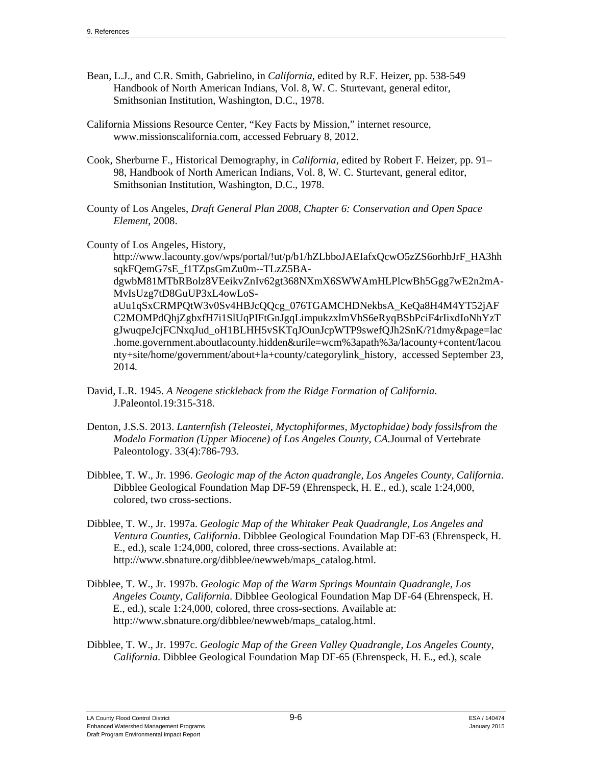Bean, L.J., and C.R. Smith, Gabrielino, in *California*, edited by R.F. Heizer, pp. 538-549 Handbook of North American Indians, Vol. 8, W. C. Sturtevant, general editor, Smithsonian Institution, Washington, D.C., 1978.

California Missions Resource Center, "Key Facts by Mission," internet resource, www.missionscalifornia.com, accessed February 8, 2012.

Cook, Sherburne F., Historical Demography, in *California*, edited by Robert F. Heizer, pp. 91–98, Handbook of North American Indians, Vol. 8, W. C. Sturtevant, general editor, Smithsonian Institution, Washington, D.C., 1978.

County of Los Angeles, *Draft General Plan 2008, Chapter 6: Conservation and Open Space Element*, 2008.

County of Los Angeles, History, http://www.lacounty.gov/wps/portal/!ut/p/b1/hZLbboJAEIafxQcwO5zZS6orhbJrF_HA3hhsqkFQemG7sE_f1TZpsGmZu0m--TLzZ5BA-dgwbM81MTbRBolz8VEeikvZnIv62gt368NXmX6SWWAmHLPlcwBh5Ggg7wE2n2mA-MvIsUzg7tD8GuUP3xL4owLoS-aUu1qSxCRMPQtW3v0Sv4HBJcQQcg_076TGAMCHDNekbsA_KeQa8H4M4YT52jAFC2MOMPdQhjZgbxfH7i1SlUqPIFtGnJgqLimpukzxlmVhS6eRyqBSbPciF4rIixdIoNhYzTgJwuqpeJcjFCNxqJud_oH1BLHH5vSKTqJOunJcpWTP9swefQJh2SnK/?1dmy&page=lac.home.government.aboutlacounty.hidden&urile=wcm%3apath%3a/lacounty+content/lacounty+site/home/government/about+la+county/categorylink_history, accessed September 23, 2014.

David, L.R. 1945. *A Neogene stickleback from the Ridge Formation of California*. J.Paleontol.19:315-318.

Denton, J.S.S. 2013. *Lanternfish (Teleostei, Myctophiformes, Myctophidae) body fossilsfrom the Modelo Formation (Upper Miocene) of Los Angeles County, CA.*Journal of Vertebrate Paleontology. 33(4):786-793.

Dibblee, T. W., Jr. 1996. *Geologic map of the Acton quadrangle, Los Angeles County, California*. Dibblee Geological Foundation Map DF-59 (Ehrenspeck, H. E., ed.), scale 1:24,000, colored, two cross-sections.

Dibblee, T. W., Jr. 1997a. *Geologic Map of the Whitaker Peak Quadrangle, Los Angeles and Ventura Counties, California*. Dibblee Geological Foundation Map DF-63 (Ehrenspeck, H. E., ed.), scale 1:24,000, colored, three cross-sections. Available at: http://www.sbnature.org/dibblee/newweb/maps_catalog.html.

Dibblee, T. W., Jr. 1997b. *Geologic Map of the Warm Springs Mountain Quadrangle, Los Angeles County, California*. Dibblee Geological Foundation Map DF-64 (Ehrenspeck, H. E., ed.), scale 1:24,000, colored, three cross-sections. Available at: http://www.sbnature.org/dibblee/newweb/maps_catalog.html.

Dibblee, T. W., Jr. 1997c. *Geologic Map of the Green Valley Quadrangle, Los Angeles County, California*. Dibblee Geological Foundation Map DF-65 (Ehrenspeck, H. E., ed.), scale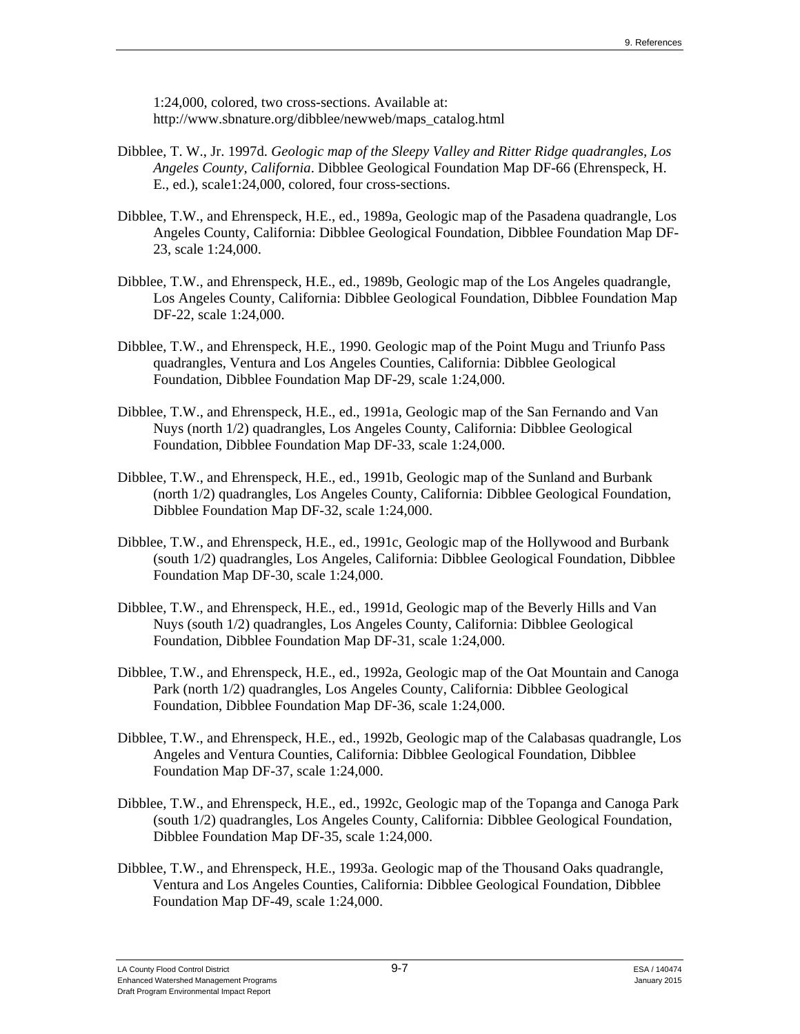1:24,000, colored, two cross-sections. Available at: http://www.sbnature.org/dibblee/newweb/maps_catalog.html

Dibblee, T. W., Jr. 1997d. *Geologic map of the Sleepy Valley and Ritter Ridge quadrangles, Los Angeles County, California*. Dibblee Geological Foundation Map DF-66 (Ehrenspeck, H. E., ed.), scale1:24,000, colored, four cross-sections.

Dibblee, T.W., and Ehrenspeck, H.E., ed., 1989a, Geologic map of the Pasadena quadrangle, Los Angeles County, California: Dibblee Geological Foundation, Dibblee Foundation Map DF-23, scale 1:24,000.

Dibblee, T.W., and Ehrenspeck, H.E., ed., 1989b, Geologic map of the Los Angeles quadrangle, Los Angeles County, California: Dibblee Geological Foundation, Dibblee Foundation Map DF-22, scale 1:24,000.

Dibblee, T.W., and Ehrenspeck, H.E., 1990. Geologic map of the Point Mugu and Triunfo Pass quadrangles, Ventura and Los Angeles Counties, California: Dibblee Geological Foundation, Dibblee Foundation Map DF-29, scale 1:24,000.

Dibblee, T.W., and Ehrenspeck, H.E., ed., 1991a, Geologic map of the San Fernando and Van Nuys (north 1/2) quadrangles, Los Angeles County, California: Dibblee Geological Foundation, Dibblee Foundation Map DF-33, scale 1:24,000.

Dibblee, T.W., and Ehrenspeck, H.E., ed., 1991b, Geologic map of the Sunland and Burbank (north 1/2) quadrangles, Los Angeles County, California: Dibblee Geological Foundation, Dibblee Foundation Map DF-32, scale 1:24,000.

Dibblee, T.W., and Ehrenspeck, H.E., ed., 1991c, Geologic map of the Hollywood and Burbank (south 1/2) quadrangles, Los Angeles, California: Dibblee Geological Foundation, Dibblee Foundation Map DF-30, scale 1:24,000.

Dibblee, T.W., and Ehrenspeck, H.E., ed., 1991d, Geologic map of the Beverly Hills and Van Nuys (south 1/2) quadrangles, Los Angeles County, California: Dibblee Geological Foundation, Dibblee Foundation Map DF-31, scale 1:24,000.

Dibblee, T.W., and Ehrenspeck, H.E., ed., 1992a, Geologic map of the Oat Mountain and Canoga Park (north 1/2) quadrangles, Los Angeles County, California: Dibblee Geological Foundation, Dibblee Foundation Map DF-36, scale 1:24,000.

Dibblee, T.W., and Ehrenspeck, H.E., ed., 1992b, Geologic map of the Calabasas quadrangle, Los Angeles and Ventura Counties, California: Dibblee Geological Foundation, Dibblee Foundation Map DF-37, scale 1:24,000.

Dibblee, T.W., and Ehrenspeck, H.E., ed., 1992c, Geologic map of the Topanga and Canoga Park (south 1/2) quadrangles, Los Angeles County, California: Dibblee Geological Foundation, Dibblee Foundation Map DF-35, scale 1:24,000.

Dibblee, T.W., and Ehrenspeck, H.E., 1993a. Geologic map of the Thousand Oaks quadrangle, Ventura and Los Angeles Counties, California: Dibblee Geological Foundation, Dibblee Foundation Map DF-49, scale 1:24,000.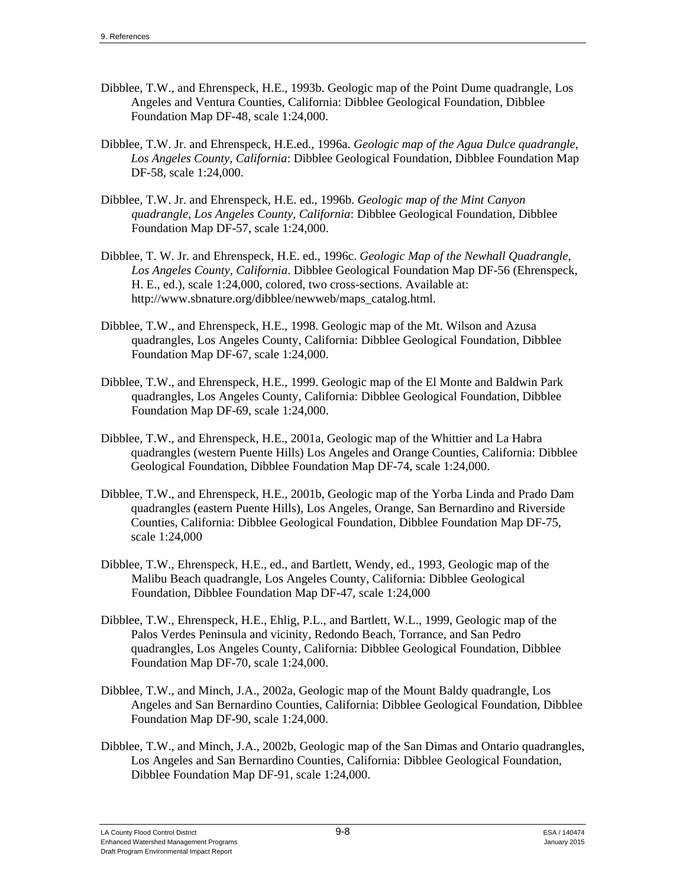Dibblee, T.W., and Ehrenspeck, H.E., 1993b. Geologic map of the Point Dume quadrangle, Los Angeles and Ventura Counties, California: Dibblee Geological Foundation, Dibblee Foundation Map DF-48, scale 1:24,000.

Dibblee, T.W. Jr. and Ehrenspeck, H.E.ed., 1996a. *Geologic map of the Agua Dulce quadrangle, Los Angeles County, California*: Dibblee Geological Foundation, Dibblee Foundation Map DF-58, scale 1:24,000.

Dibblee, T.W. Jr. and Ehrenspeck, H.E. ed., 1996b. *Geologic map of the Mint Canyon quadrangle, Los Angeles County, California*: Dibblee Geological Foundation, Dibblee Foundation Map DF-57, scale 1:24,000.

Dibblee, T. W. Jr. and Ehrenspeck, H.E. ed., 1996c. *Geologic Map of the Newhall Quadrangle, Los Angeles County, California*. Dibblee Geological Foundation Map DF-56 (Ehrenspeck, H. E., ed.), scale 1:24,000, colored, two cross-sections. Available at: http://www.sbnature.org/dibblee/newweb/maps_catalog.html.

Dibblee, T.W., and Ehrenspeck, H.E., 1998. Geologic map of the Mt. Wilson and Azusa quadrangles, Los Angeles County, California: Dibblee Geological Foundation, Dibblee Foundation Map DF-67, scale 1:24,000.

Dibblee, T.W., and Ehrenspeck, H.E., 1999. Geologic map of the El Monte and Baldwin Park quadrangles, Los Angeles County, California: Dibblee Geological Foundation, Dibblee Foundation Map DF-69, scale 1:24,000.

Dibblee, T.W., and Ehrenspeck, H.E., 2001a, Geologic map of the Whittier and La Habra quadrangles (western Puente Hills) Los Angeles and Orange Counties, California: Dibblee Geological Foundation, Dibblee Foundation Map DF-74, scale 1:24,000.

Dibblee, T.W., and Ehrenspeck, H.E., 2001b, Geologic map of the Yorba Linda and Prado Dam quadrangles (eastern Puente Hills), Los Angeles, Orange, San Bernardino and Riverside Counties, California: Dibblee Geological Foundation, Dibblee Foundation Map DF-75, scale 1:24,000

Dibblee, T.W., Ehrenspeck, H.E., ed., and Bartlett, Wendy, ed., 1993, Geologic map of the Malibu Beach quadrangle, Los Angeles County, California: Dibblee Geological Foundation, Dibblee Foundation Map DF-47, scale 1:24,000

Dibblee, T.W., Ehrenspeck, H.E., Ehlig, P.L., and Bartlett, W.L., 1999, Geologic map of the Palos Verdes Peninsula and vicinity, Redondo Beach, Torrance, and San Pedro quadrangles, Los Angeles County, California: Dibblee Geological Foundation, Dibblee Foundation Map DF-70, scale 1:24,000.

Dibblee, T.W., and Minch, J.A., 2002a, Geologic map of the Mount Baldy quadrangle, Los Angeles and San Bernardino Counties, California: Dibblee Geological Foundation, Dibblee Foundation Map DF-90, scale 1:24,000.

Dibblee, T.W., and Minch, J.A., 2002b, Geologic map of the San Dimas and Ontario quadrangles, Los Angeles and San Bernardino Counties, California: Dibblee Geological Foundation, Dibblee Foundation Map DF-91, scale 1:24,000.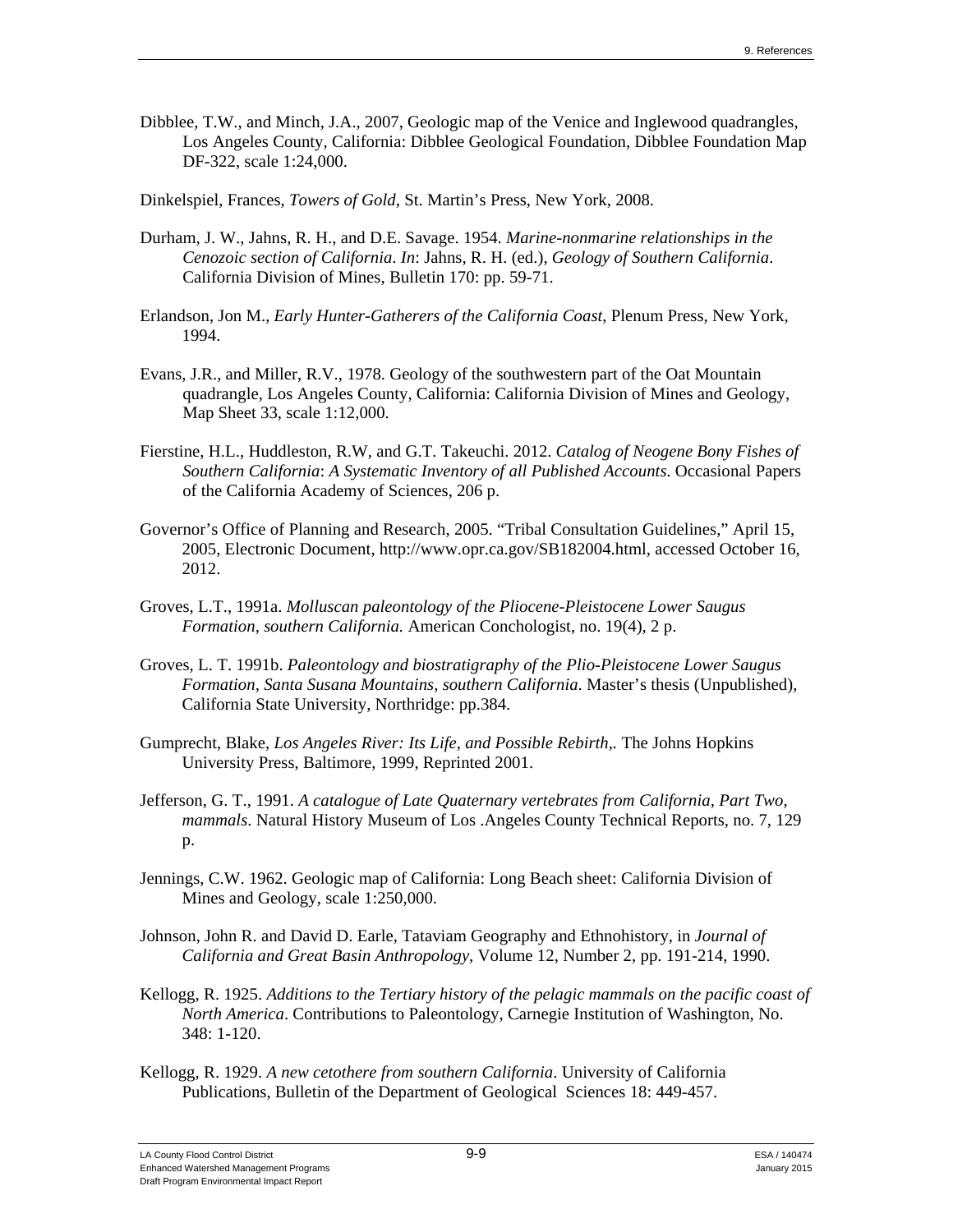Dibblee, T.W., and Minch, J.A., 2007, Geologic map of the Venice and Inglewood quadrangles, Los Angeles County, California: Dibblee Geological Foundation, Dibblee Foundation Map DF-322, scale 1:24,000.

Dinkelspiel, Frances, *Towers of Gold*, St. Martin's Press, New York, 2008.

Durham, J. W., Jahns, R. H., and D.E. Savage. 1954. *Marine-nonmarine relationships in the Cenozoic section of California*. *In*: Jahns, R. H. (ed.), *Geology of Southern California*. California Division of Mines, Bulletin 170: pp. 59-71.

Erlandson, Jon M., *Early Hunter-Gatherers of the California Coast*, Plenum Press, New York, 1994.

Evans, J.R., and Miller, R.V., 1978. Geology of the southwestern part of the Oat Mountain quadrangle, Los Angeles County, California: California Division of Mines and Geology, Map Sheet 33, scale 1:12,000.

Fierstine, H.L., Huddleston, R.W, and G.T. Takeuchi. 2012. *Catalog of Neogene Bony Fishes of Southern California*: *A Systematic Inventory of all Published Accounts*. Occasional Papers of the California Academy of Sciences, 206 p.

Governor's Office of Planning and Research, 2005. "Tribal Consultation Guidelines," April 15, 2005, Electronic Document, http://www.opr.ca.gov/SB182004.html, accessed October 16, 2012.

Groves, L.T., 1991a. *Molluscan paleontology of the Pliocene-Pleistocene Lower Saugus Formation, southern California.* American Conchologist, no. 19(4), 2 p.

Groves, L. T. 1991b. *Paleontology and biostratigraphy of the Plio-Pleistocene Lower Saugus Formation, Santa Susana Mountains, southern California*. Master's thesis (Unpublished), California State University, Northridge: pp.384.

Gumprecht, Blake, *Los Angeles River: Its Life, and Possible Rebirth,.* The Johns Hopkins University Press, Baltimore, 1999, Reprinted 2001.

Jefferson, G. T., 1991. *A catalogue of Late Quaternary vertebrates from California, Part Two, mammals*. Natural History Museum of Los .Angeles County Technical Reports, no. 7, 129 p.

Jennings, C.W. 1962. Geologic map of California: Long Beach sheet: California Division of Mines and Geology, scale 1:250,000.

Johnson, John R. and David D. Earle, Tataviam Geography and Ethnohistory, in *Journal of California and Great Basin Anthropology*, Volume 12, Number 2, pp. 191-214, 1990.

Kellogg, R. 1925. *Additions to the Tertiary history of the pelagic mammals on the pacific coast of North America*. Contributions to Paleontology, Carnegie Institution of Washington, No. 348: 1-120.

Kellogg, R. 1929. *A new cetothere from southern California*. University of California Publications, Bulletin of the Department of Geological Sciences 18: 449-457.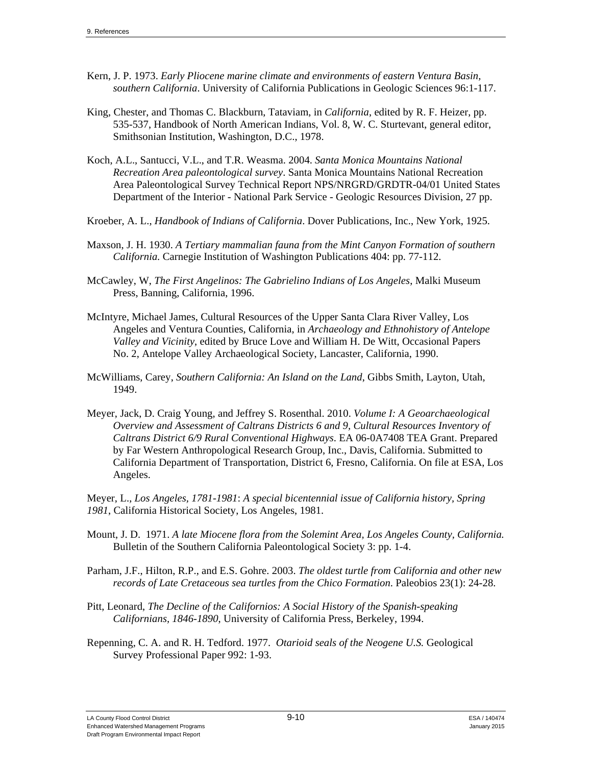Kern, J. P. 1973. *Early Pliocene marine climate and environments of eastern Ventura Basin, southern California*. University of California Publications in Geologic Sciences 96:1-117.

King, Chester, and Thomas C. Blackburn, Tataviam, in *California*, edited by R. F. Heizer, pp. 535-537, Handbook of North American Indians, Vol. 8, W. C. Sturtevant, general editor, Smithsonian Institution, Washington, D.C., 1978.

Koch, A.L., Santucci, V.L., and T.R. Weasma. 2004. *Santa Monica Mountains National Recreation Area paleontological survey*. Santa Monica Mountains National Recreation Area Paleontological Survey Technical Report NPS/NRGRD/GRDTR-04/01 United States Department of the Interior - National Park Service - Geologic Resources Division, 27 pp.

Kroeber, A. L., *Handbook of Indians of California*. Dover Publications, Inc., New York, 1925.

Maxson, J. H. 1930. *A Tertiary mammalian fauna from the Mint Canyon Formation of southern California.* Carnegie Institution of Washington Publications 404: pp. 77-112.

McCawley, W, *The First Angelinos: The Gabrielino Indians of Los Angeles*, Malki Museum Press, Banning, California, 1996.

McIntyre, Michael James, Cultural Resources of the Upper Santa Clara River Valley, Los Angeles and Ventura Counties, California, in *Archaeology and Ethnohistory of Antelope Valley and Vicinity*, edited by Bruce Love and William H. De Witt, Occasional Papers No. 2, Antelope Valley Archaeological Society, Lancaster, California, 1990.

McWilliams, Carey, *Southern California: An Island on the Land*, Gibbs Smith, Layton, Utah, 1949.

Meyer, Jack, D. Craig Young, and Jeffrey S. Rosenthal. 2010. *Volume I: A Geoarchaeological Overview and Assessment of Caltrans Districts 6 and 9, Cultural Resources Inventory of Caltrans District 6/9 Rural Conventional Highways*. EA 06-0A7408 TEA Grant. Prepared by Far Western Anthropological Research Group, Inc., Davis, California. Submitted to California Department of Transportation, District 6, Fresno, California. On file at ESA, Los Angeles.

Meyer, L., *Los Angeles, 1781-1981*: *A special bicentennial issue of California history, Spring 1981*, California Historical Society, Los Angeles, 1981.

Mount, J. D. 1971. *A late Miocene flora from the Solemint Area, Los Angeles County, California.* Bulletin of the Southern California Paleontological Society 3: pp. 1-4.

Parham, J.F., Hilton, R.P., and E.S. Gohre. 2003. *The oldest turtle from California and other new records of Late Cretaceous sea turtles from the Chico Formation*. Paleobios 23(1): 24-28.

Pitt, Leonard, *The Decline of the Californios: A Social History of the Spanish-speaking Californians, 1846-1890*, University of California Press, Berkeley, 1994.

Repenning, C. A. and R. H. Tedford. 1977. *Otarioid seals of the Neogene U.S.* Geological Survey Professional Paper 992: 1-93.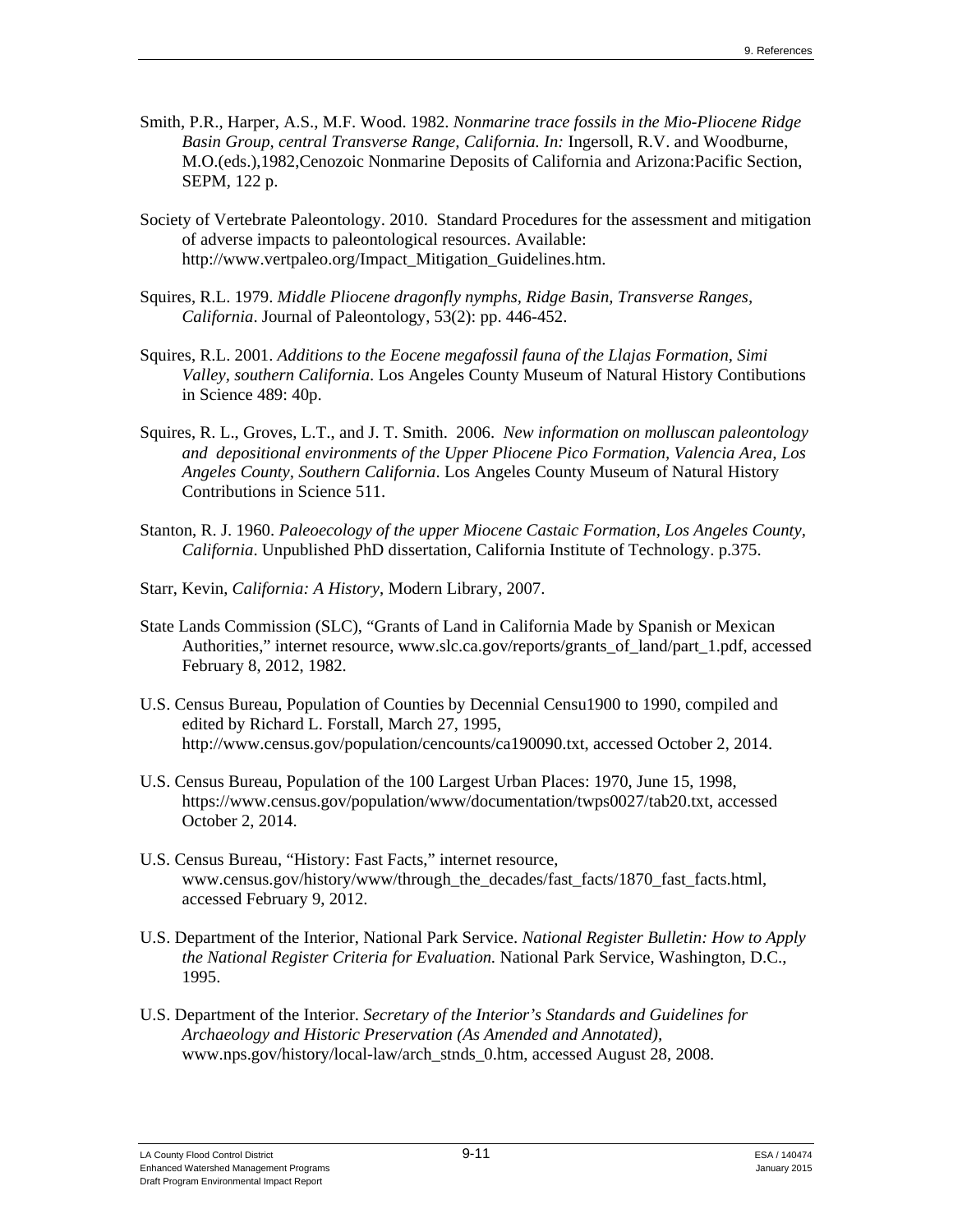Smith, P.R., Harper, A.S., M.F. Wood. 1982. *Nonmarine trace fossils in the Mio-Pliocene Ridge Basin Group, central Transverse Range, California. In:* Ingersoll, R.V. and Woodburne, M.O.(eds.),1982,Cenozoic Nonmarine Deposits of California and Arizona:Pacific Section, SEPM, 122 p.

Society of Vertebrate Paleontology. 2010. Standard Procedures for the assessment and mitigation of adverse impacts to paleontological resources. Available: http://www.vertpaleo.org/Impact_Mitigation_Guidelines.htm.

Squires, R.L. 1979. *Middle Pliocene dragonfly nymphs, Ridge Basin, Transverse Ranges, California*. Journal of Paleontology, 53(2): pp. 446-452.

Squires, R.L. 2001. *Additions to the Eocene megafossil fauna of the Llajas Formation, Simi Valley, southern California*. Los Angeles County Museum of Natural History Contibutions in Science 489: 40p.

Squires, R. L., Groves, L.T., and J. T. Smith. 2006. *New information on molluscan paleontology and depositional environments of the Upper Pliocene Pico Formation, Valencia Area, Los Angeles County, Southern California*. Los Angeles County Museum of Natural History Contributions in Science 511.

Stanton, R. J. 1960. *Paleoecology of the upper Miocene Castaic Formation, Los Angeles County, California*. Unpublished PhD dissertation, California Institute of Technology. p.375.

Starr, Kevin, *California: A History*, Modern Library, 2007.

State Lands Commission (SLC), "Grants of Land in California Made by Spanish or Mexican Authorities," internet resource, www.slc.ca.gov/reports/grants_of_land/part_1.pdf, accessed February 8, 2012, 1982.

U.S. Census Bureau, Population of Counties by Decennial Censu1900 to 1990, compiled and edited by Richard L. Forstall, March 27, 1995, http://www.census.gov/population/cencounts/ca190090.txt, accessed October 2, 2014.

U.S. Census Bureau, Population of the 100 Largest Urban Places: 1970, June 15, 1998, https://www.census.gov/population/www/documentation/twps0027/tab20.txt, accessed October 2, 2014.

U.S. Census Bureau, "History: Fast Facts," internet resource, www.census.gov/history/www/through_the_decades/fast_facts/1870_fast_facts.html, accessed February 9, 2012.

U.S. Department of the Interior, National Park Service. *National Register Bulletin: How to Apply the National Register Criteria for Evaluation.* National Park Service, Washington, D.C., 1995.

U.S. Department of the Interior. *Secretary of the Interior's Standards and Guidelines for Archaeology and Historic Preservation (As Amended and Annotated)*, www.nps.gov/history/local-law/arch_stnds_0.htm, accessed August 28, 2008.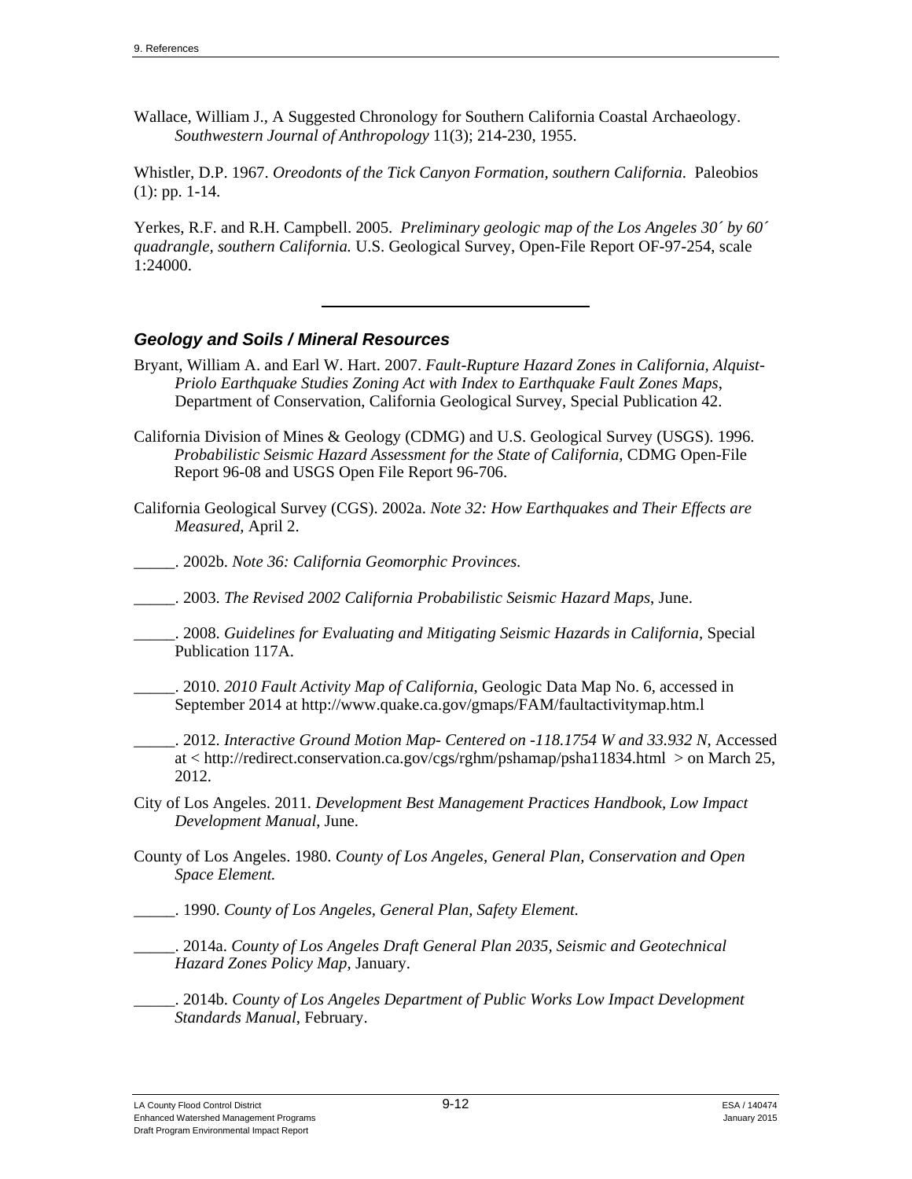Wallace, William J., A Suggested Chronology for Southern California Coastal Archaeology. *Southwestern Journal of Anthropology* 11(3); 214-230, 1955.

Whistler, D.P. 1967. *Oreodonts of the Tick Canyon Formation, southern California*. Paleobios (1): pp. 1-14.

Yerkes, R.F. and R.H. Campbell. 2005. *Preliminary geologic map of the Los Angeles 30´ by 60´ quadrangle, southern California.* U.S. Geological Survey, Open-File Report OF-97-254, scale 1:24000.

---

### *Geology and Soils / Mineral Resources*

Bryant, William A. and Earl W. Hart. 2007. *Fault-Rupture Hazard Zones in California, Alquist-Priolo Earthquake Studies Zoning Act with Index to Earthquake Fault Zones Maps*, Department of Conservation, California Geological Survey, Special Publication 42.

California Division of Mines & Geology (CDMG) and U.S. Geological Survey (USGS). 1996. *Probabilistic Seismic Hazard Assessment for the State of California*, CDMG Open-File Report 96-08 and USGS Open File Report 96-706.

California Geological Survey (CGS). 2002a. *Note 32: How Earthquakes and Their Effects are Measured*, April 2.

_____. 2002b. *Note 36: California Geomorphic Provinces.*

_____. 2003. *The Revised 2002 California Probabilistic Seismic Hazard Maps*, June.

_____. 2008. *Guidelines for Evaluating and Mitigating Seismic Hazards in California,* Special Publication 117A.

_____. 2010. *2010 Fault Activity Map of California*, Geologic Data Map No. 6, accessed in September 2014 at http://www.quake.ca.gov/gmaps/FAM/faultactivitymap.htm.l

_____. 2012. *Interactive Ground Motion Map- Centered on -118.1754 W and 33.932 N*, Accessed at < http://redirect.conservation.ca.gov/cgs/rghm/pshamap/psha11834.html > on March 25, 2012.

City of Los Angeles. 2011. *Development Best Management Practices Handbook, Low Impact Development Manual*, June.

County of Los Angeles. 1980. *County of Los Angeles, General Plan, Conservation and Open Space Element.*

_____. 1990. *County of Los Angeles, General Plan, Safety Element.*

_____. 2014a. *County of Los Angeles Draft General Plan 2035, Seismic and Geotechnical Hazard Zones Policy Map,* January.

_____. 2014b. *County of Los Angeles Department of Public Works Low Impact Development Standards Manual*, February.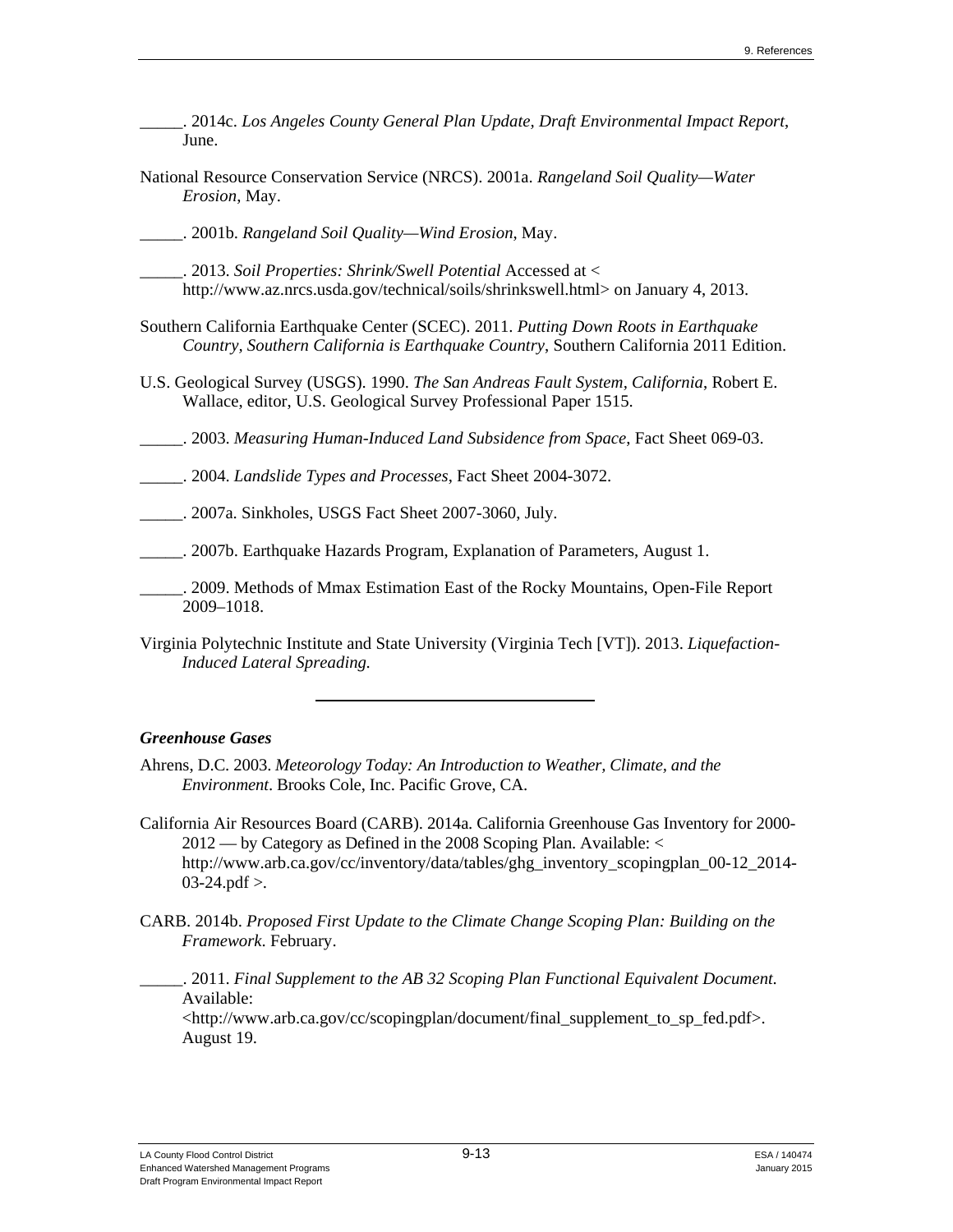_____. 2014c. *Los Angeles County General Plan Update, Draft Environmental Impact Report*, June.

National Resource Conservation Service (NRCS). 2001a. *Rangeland Soil Quality—Water Erosion*, May.

_____. 2001b. *Rangeland Soil Quality—Wind Erosion*, May.

_____. 2013. *Soil Properties: Shrink/Swell Potential* Accessed at < http://www.az.nrcs.usda.gov/technical/soils/shrinkswell.html> on January 4, 2013.

Southern California Earthquake Center (SCEC). 2011. *Putting Down Roots in Earthquake Country, Southern California is Earthquake Country*, Southern California 2011 Edition.

U.S. Geological Survey (USGS). 1990. *The San Andreas Fault System, California*, Robert E. Wallace, editor, U.S. Geological Survey Professional Paper 1515.

_____. 2003. *Measuring Human-Induced Land Subsidence from Space*, Fact Sheet 069-03.

_____. 2004. *Landslide Types and Processes*, Fact Sheet 2004-3072.

_____. 2007a. Sinkholes, USGS Fact Sheet 2007-3060, July.

_____. 2007b. Earthquake Hazards Program, Explanation of Parameters, August 1.

_____. 2009. Methods of Mmax Estimation East of the Rocky Mountains, Open-File Report 2009–1018.

Virginia Polytechnic Institute and State University (Virginia Tech [VT]). 2013. *Liquefaction-Induced Lateral Spreading.*

---

### *Greenhouse Gases*

Ahrens, D.C. 2003. *Meteorology Today: An Introduction to Weather, Climate, and the Environment*. Brooks Cole, Inc. Pacific Grove, CA.

California Air Resources Board (CARB). 2014a. California Greenhouse Gas Inventory for 2000-2012 — by Category as Defined in the 2008 Scoping Plan. Available: < http://www.arb.ca.gov/cc/inventory/data/tables/ghg_inventory_scopingplan_00-12_2014-03-24.pdf >.

CARB. 2014b. *Proposed First Update to the Climate Change Scoping Plan: Building on the Framework*. February.

_____. 2011. *Final Supplement to the AB 32 Scoping Plan Functional Equivalent Document.* Available: <http://www.arb.ca.gov/cc/scopingplan/document/final_supplement_to_sp_fed.pdf>. August 19.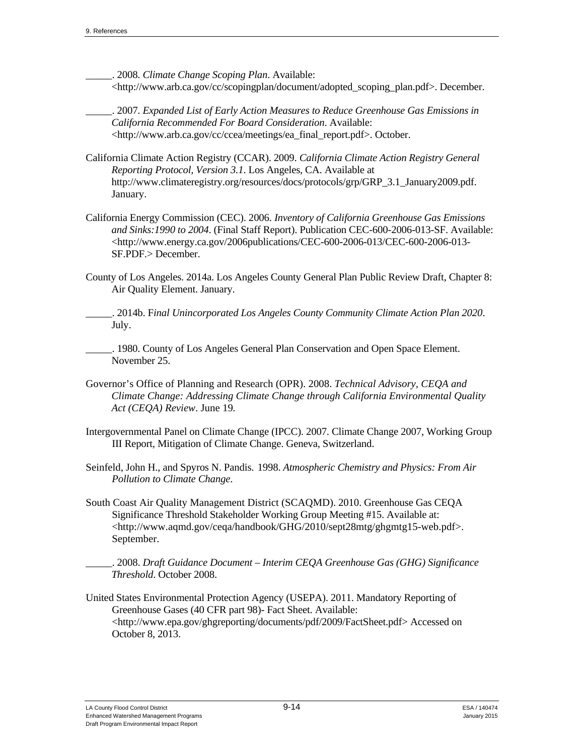_____. 2008. *Climate Change Scoping Plan*. Available: <http://www.arb.ca.gov/cc/scopingplan/document/adopted_scoping_plan.pdf>. December.

_____. 2007. *Expanded List of Early Action Measures to Reduce Greenhouse Gas Emissions in California Recommended For Board Consideration*. Available: <http://www.arb.ca.gov/cc/ccea/meetings/ea_final_report.pdf>. October.

California Climate Action Registry (CCAR). 2009. *California Climate Action Registry General Reporting Protocol, Version 3.1*. Los Angeles, CA. Available at http://www.climateregistry.org/resources/docs/protocols/grp/GRP_3.1_January2009.pdf. January.

California Energy Commission (CEC). 2006. *Inventory of California Greenhouse Gas Emissions and Sinks:1990 to 2004*. (Final Staff Report). Publication CEC-600-2006-013-SF. Available: <http://www.energy.ca.gov/2006publications/CEC-600-2006-013/CEC-600-2006-013-SF.PDF.> December.

County of Los Angeles. 2014a. Los Angeles County General Plan Public Review Draft, Chapter 8: Air Quality Element. January.

_____. 2014b. F*inal Unincorporated Los Angeles County Community Climate Action Plan 2020*. July.

_____. 1980. County of Los Angeles General Plan Conservation and Open Space Element. November 25.

Governor's Office of Planning and Research (OPR). 2008. *Technical Advisory, CEQA and Climate Change: Addressing Climate Change through California Environmental Quality Act (CEQA) Review*. June 19.

Intergovernmental Panel on Climate Change (IPCC). 2007. Climate Change 2007, Working Group III Report, Mitigation of Climate Change. Geneva, Switzerland.

Seinfeld, John H., and Spyros N. Pandis. 1998. *Atmospheric Chemistry and Physics: From Air Pollution to Climate Change*.

South Coast Air Quality Management District (SCAQMD). 2010. Greenhouse Gas CEQA Significance Threshold Stakeholder Working Group Meeting #15. Available at: <http://www.aqmd.gov/ceqa/handbook/GHG/2010/sept28mtg/ghgmtg15-web.pdf>. September.

_____. 2008. *Draft Guidance Document – Interim CEQA Greenhouse Gas (GHG) Significance Threshold*. October 2008.

United States Environmental Protection Agency (USEPA). 2011. Mandatory Reporting of Greenhouse Gases (40 CFR part 98)- Fact Sheet. Available: <http://www.epa.gov/ghgreporting/documents/pdf/2009/FactSheet.pdf> Accessed on October 8, 2013.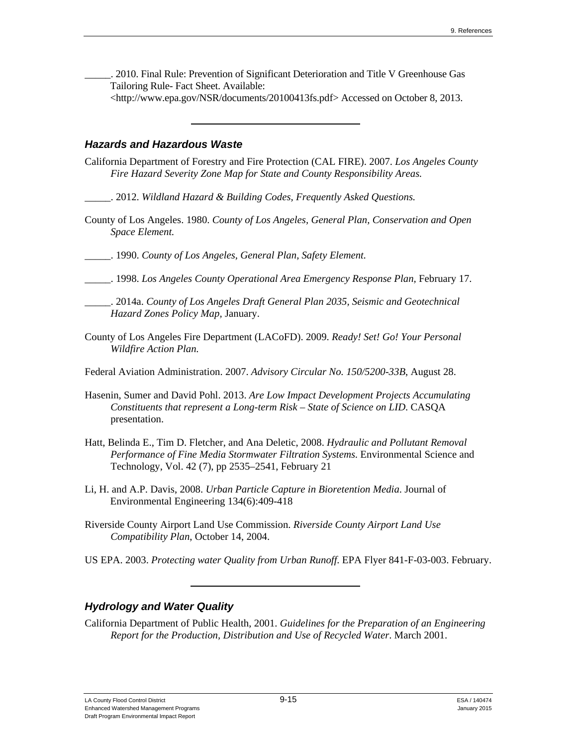\_\_\_\_\_. 2010. Final Rule: Prevention of Significant Deterioration and Title V Greenhouse Gas Tailoring Rule- Fact Sheet. Available: <http://www.epa.gov/NSR/documents/20100413fs.pdf> Accessed on October 8, 2013.

---

### *Hazards and Hazardous Waste*

California Department of Forestry and Fire Protection (CAL FIRE). 2007. *Los Angeles County Fire Hazard Severity Zone Map for State and County Responsibility Areas.*

\_\_\_\_\_. 2012. *Wildland Hazard & Building Codes, Frequently Asked Questions.*

County of Los Angeles. 1980. *County of Los Angeles, General Plan, Conservation and Open Space Element.*

\_\_\_\_\_. 1990. *County of Los Angeles, General Plan, Safety Element.*

\_\_\_\_\_. 1998. *Los Angeles County Operational Area Emergency Response Plan*, February 17.

\_\_\_\_\_. 2014a. *County of Los Angeles Draft General Plan 2035, Seismic and Geotechnical Hazard Zones Policy Map*, January.

County of Los Angeles Fire Department (LACoFD). 2009. *Ready! Set! Go! Your Personal Wildfire Action Plan.*

Federal Aviation Administration. 2007. *Advisory Circular No. 150/5200-33B*, August 28.

Hasenin, Sumer and David Pohl. 2013. *Are Low Impact Development Projects Accumulating Constituents that represent a Long-term Risk – State of Science on LID*. CASQA presentation.

Hatt, Belinda E., Tim D. Fletcher, and Ana Deletic, 2008. *Hydraulic and Pollutant Removal Performance of Fine Media Stormwater Filtration Systems.* Environmental Science and Technology, Vol. 42 (7), pp 2535–2541, February 21

Li, H. and A.P. Davis, 2008. *Urban Particle Capture in Bioretention Media*. Journal of Environmental Engineering 134(6):409-418

Riverside County Airport Land Use Commission. *Riverside County Airport Land Use Compatibility Plan*, October 14, 2004.

US EPA. 2003. *Protecting water Quality from Urban Runoff*. EPA Flyer 841-F-03-003. February.

---

### *Hydrology and Water Quality*

California Department of Public Health, 2001. *Guidelines for the Preparation of an Engineering Report for the Production, Distribution and Use of Recycled Water*. March 2001.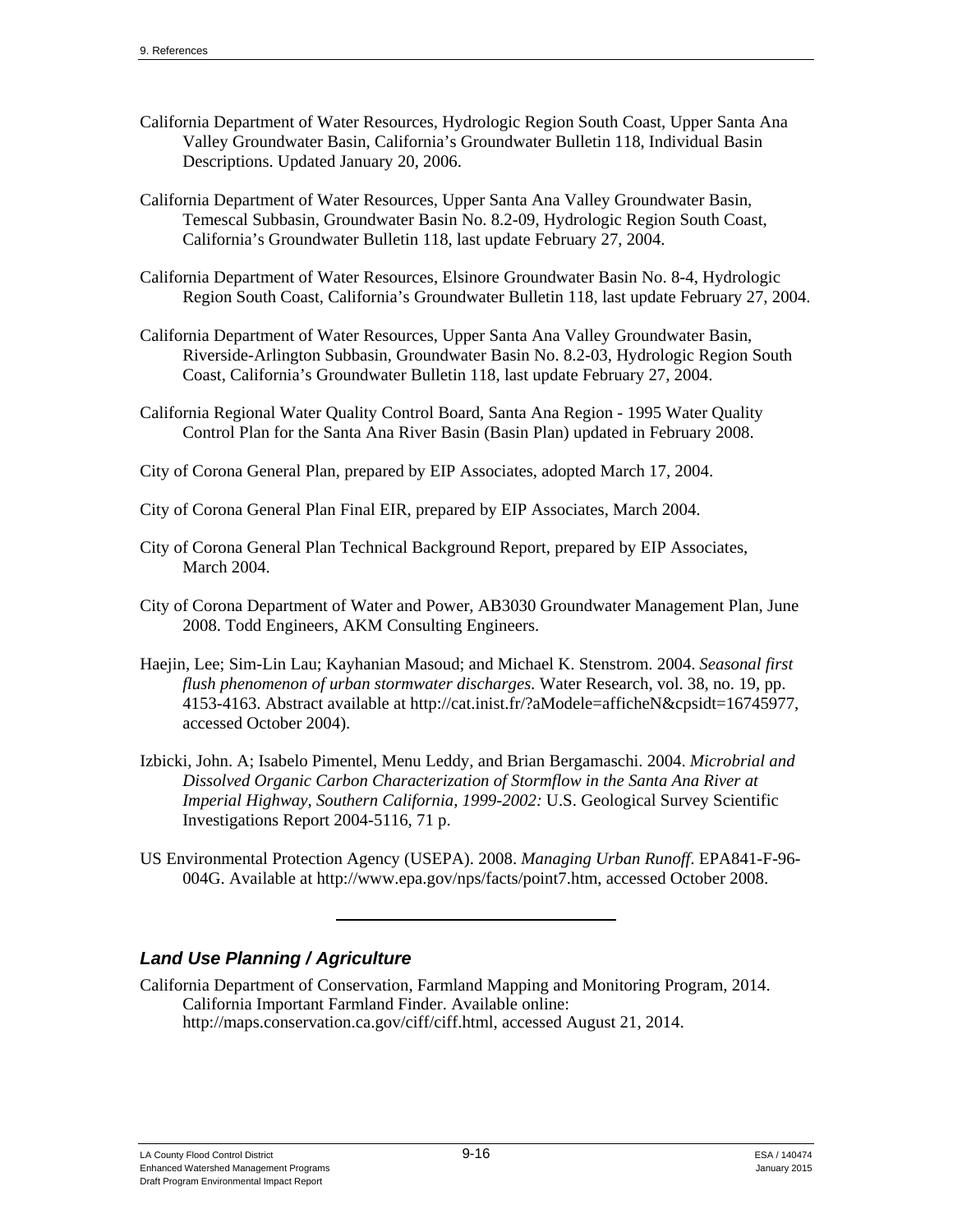California Department of Water Resources, Hydrologic Region South Coast, Upper Santa Ana Valley Groundwater Basin, California's Groundwater Bulletin 118, Individual Basin Descriptions. Updated January 20, 2006.

California Department of Water Resources, Upper Santa Ana Valley Groundwater Basin, Temescal Subbasin, Groundwater Basin No. 8.2-09, Hydrologic Region South Coast, California's Groundwater Bulletin 118, last update February 27, 2004.

California Department of Water Resources, Elsinore Groundwater Basin No. 8-4, Hydrologic Region South Coast, California's Groundwater Bulletin 118, last update February 27, 2004.

California Department of Water Resources, Upper Santa Ana Valley Groundwater Basin, Riverside-Arlington Subbasin, Groundwater Basin No. 8.2-03, Hydrologic Region South Coast, California's Groundwater Bulletin 118, last update February 27, 2004.

California Regional Water Quality Control Board, Santa Ana Region - 1995 Water Quality Control Plan for the Santa Ana River Basin (Basin Plan) updated in February 2008.

City of Corona General Plan, prepared by EIP Associates, adopted March 17, 2004.

City of Corona General Plan Final EIR, prepared by EIP Associates, March 2004.

City of Corona General Plan Technical Background Report, prepared by EIP Associates, March 2004.

City of Corona Department of Water and Power, AB3030 Groundwater Management Plan, June 2008. Todd Engineers, AKM Consulting Engineers.

Haejin, Lee; Sim-Lin Lau; Kayhanian Masoud; and Michael K. Stenstrom. 2004. *Seasonal first flush phenomenon of urban stormwater discharges.* Water Research, vol. 38, no. 19, pp. 4153-4163. Abstract available at http://cat.inist.fr/?aModele=afficheN&cpsidt=16745977, accessed October 2004).

Izbicki, John. A; Isabelo Pimentel, Menu Leddy, and Brian Bergamaschi. 2004. *Microbrial and Dissolved Organic Carbon Characterization of Stormflow in the Santa Ana River at Imperial Highway, Southern California, 1999-2002:* U.S. Geological Survey Scientific Investigations Report 2004-5116, 71 p.

US Environmental Protection Agency (USEPA). 2008. *Managing Urban Runoff.* EPA841-F-96-004G. Available at http://www.epa.gov/nps/facts/point7.htm, accessed October 2008.

---

### *Land Use Planning / Agriculture*

California Department of Conservation, Farmland Mapping and Monitoring Program, 2014. California Important Farmland Finder. Available online: http://maps.conservation.ca.gov/ciff/ciff.html, accessed August 21, 2014.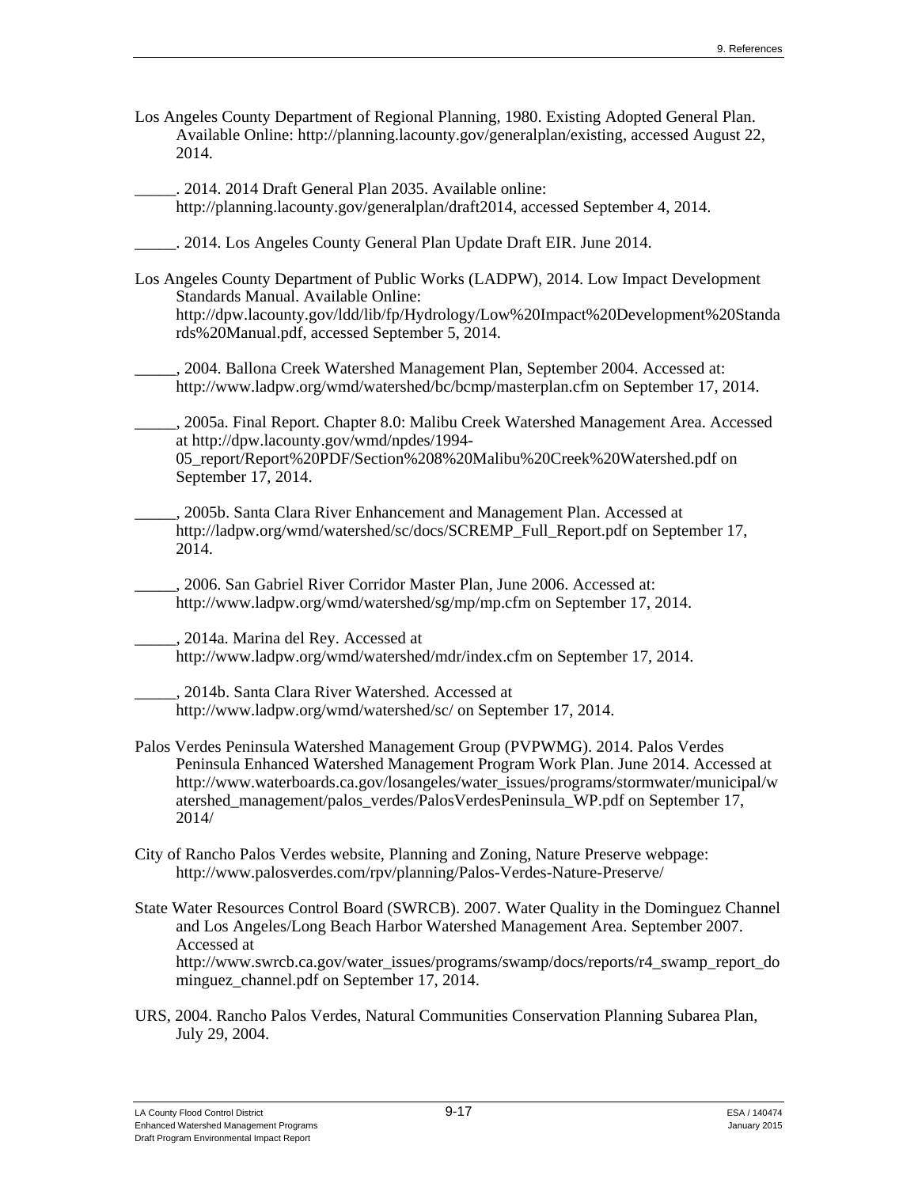Los Angeles County Department of Regional Planning, 1980. Existing Adopted General Plan. Available Online: http://planning.lacounty.gov/generalplan/existing, accessed August 22, 2014.

_____. 2014. 2014 Draft General Plan 2035. Available online: http://planning.lacounty.gov/generalplan/draft2014, accessed September 4, 2014.

_____. 2014. Los Angeles County General Plan Update Draft EIR. June 2014.

Los Angeles County Department of Public Works (LADPW), 2014. Low Impact Development Standards Manual. Available Online: http://dpw.lacounty.gov/ldd/lib/fp/Hydrology/Low%20Impact%20Development%20Standards%20Manual.pdf, accessed September 5, 2014.

_____, 2004. Ballona Creek Watershed Management Plan, September 2004. Accessed at: http://www.ladpw.org/wmd/watershed/bc/bcmp/masterplan.cfm on September 17, 2014.

_____, 2005a. Final Report. Chapter 8.0: Malibu Creek Watershed Management Area. Accessed at http://dpw.lacounty.gov/wmd/npdes/1994-05_report/Report%20PDF/Section%208%20Malibu%20Creek%20Watershed.pdf on September 17, 2014.

_____, 2005b. Santa Clara River Enhancement and Management Plan. Accessed at http://ladpw.org/wmd/watershed/sc/docs/SCREMP_Full_Report.pdf on September 17, 2014.

_____, 2006. San Gabriel River Corridor Master Plan, June 2006. Accessed at: http://www.ladpw.org/wmd/watershed/sg/mp/mp.cfm on September 17, 2014.

_____, 2014a. Marina del Rey. Accessed at http://www.ladpw.org/wmd/watershed/mdr/index.cfm on September 17, 2014.

_____, 2014b. Santa Clara River Watershed. Accessed at http://www.ladpw.org/wmd/watershed/sc/ on September 17, 2014.

Palos Verdes Peninsula Watershed Management Group (PVPWMG). 2014. Palos Verdes Peninsula Enhanced Watershed Management Program Work Plan. June 2014. Accessed at http://www.waterboards.ca.gov/losangeles/water_issues/programs/stormwater/municipal/watershed_management/palos_verdes/PalosVerdesPeninsula_WP.pdf on September 17, 2014/

City of Rancho Palos Verdes website, Planning and Zoning, Nature Preserve webpage: http://www.palosverdes.com/rpv/planning/Palos-Verdes-Nature-Preserve/

State Water Resources Control Board (SWRCB). 2007. Water Quality in the Dominguez Channel and Los Angeles/Long Beach Harbor Watershed Management Area. September 2007. Accessed at http://www.swrcb.ca.gov/water_issues/programs/swamp/docs/reports/r4_swamp_report_dominguez_channel.pdf on September 17, 2014.

URS, 2004. Rancho Palos Verdes, Natural Communities Conservation Planning Subarea Plan, July 29, 2004.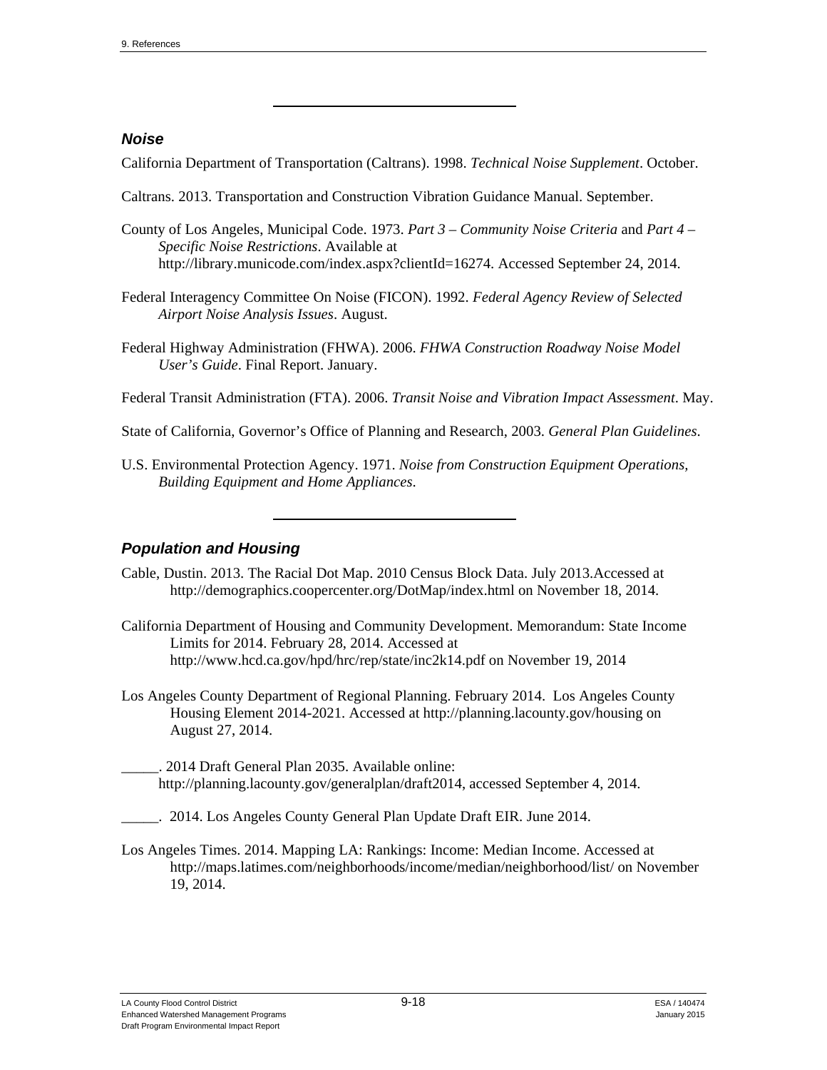---

### *Noise*

California Department of Transportation (Caltrans). 1998. *Technical Noise Supplement*. October.

Caltrans. 2013. Transportation and Construction Vibration Guidance Manual. September.

County of Los Angeles, Municipal Code. 1973. *Part 3 – Community Noise Criteria* and *Part 4 – Specific Noise Restrictions*. Available at http://library.municode.com/index.aspx?clientId=16274. Accessed September 24, 2014.

Federal Interagency Committee On Noise (FICON). 1992. *Federal Agency Review of Selected Airport Noise Analysis Issues*. August.

Federal Highway Administration (FHWA). 2006. *FHWA Construction Roadway Noise Model User's Guide*. Final Report. January.

Federal Transit Administration (FTA). 2006. *Transit Noise and Vibration Impact Assessment*. May.

State of California, Governor's Office of Planning and Research, 2003. *General Plan Guidelines*.

U.S. Environmental Protection Agency. 1971. *Noise from Construction Equipment Operations, Building Equipment and Home Appliances*.

---

### *Population and Housing*

Cable, Dustin. 2013. The Racial Dot Map. 2010 Census Block Data. July 2013.Accessed at http://demographics.coopercenter.org/DotMap/index.html on November 18, 2014.

California Department of Housing and Community Development. Memorandum: State Income Limits for 2014. February 28, 2014. Accessed at http://www.hcd.ca.gov/hpd/hrc/rep/state/inc2k14.pdf on November 19, 2014

Los Angeles County Department of Regional Planning. February 2014. Los Angeles County Housing Element 2014-2021. Accessed at http://planning.lacounty.gov/housing on August 27, 2014.

_____. 2014 Draft General Plan 2035. Available online: http://planning.lacounty.gov/generalplan/draft2014, accessed September 4, 2014.

_____. 2014. Los Angeles County General Plan Update Draft EIR. June 2014.

Los Angeles Times. 2014. Mapping LA: Rankings: Income: Median Income. Accessed at http://maps.latimes.com/neighborhoods/income/median/neighborhood/list/ on November 19, 2014.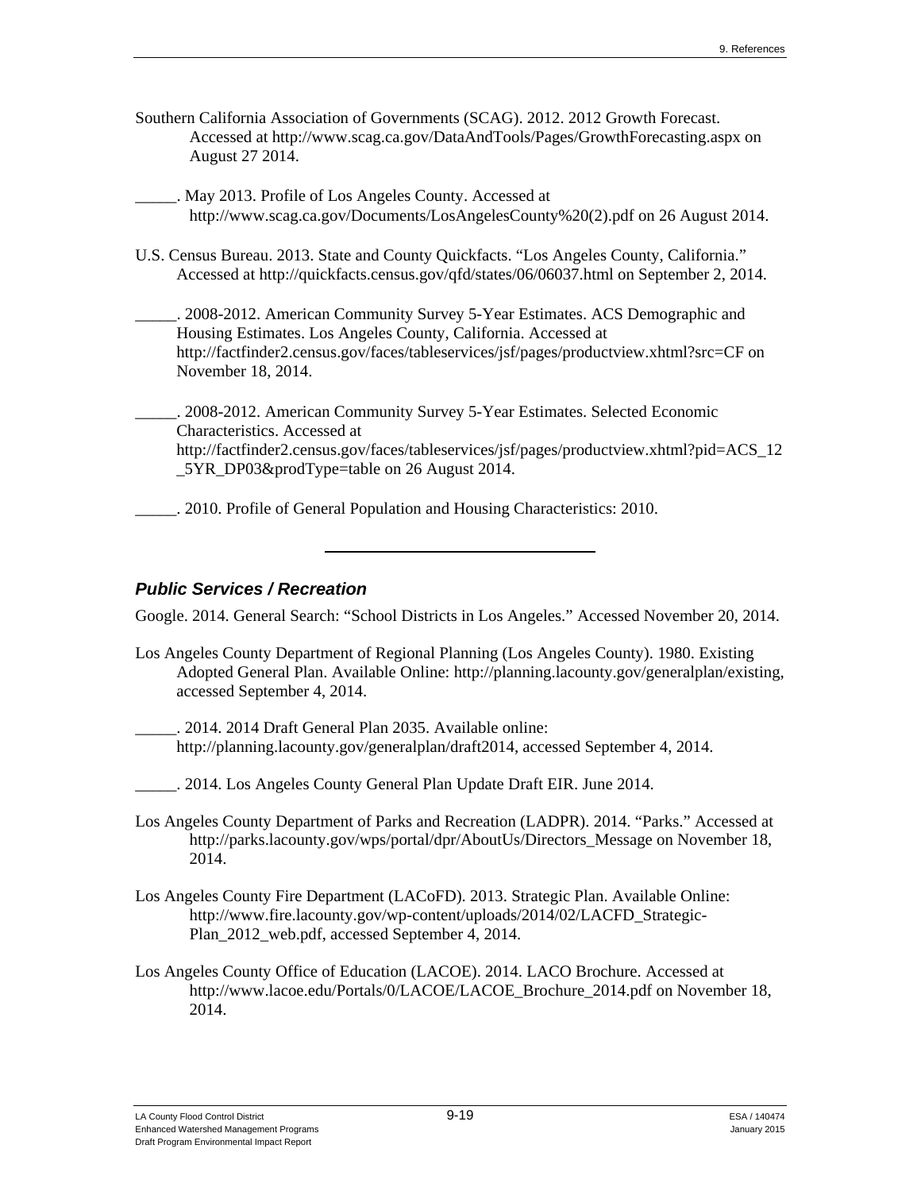Southern California Association of Governments (SCAG). 2012. 2012 Growth Forecast. Accessed at http://www.scag.ca.gov/DataAndTools/Pages/GrowthForecasting.aspx on August 27 2014.

_____. May 2013. Profile of Los Angeles County. Accessed at http://www.scag.ca.gov/Documents/LosAngelesCounty%20(2).pdf on 26 August 2014.

U.S. Census Bureau. 2013. State and County Quickfacts. "Los Angeles County, California." Accessed at http://quickfacts.census.gov/qfd/states/06/06037.html on September 2, 2014.

_____. 2008-2012. American Community Survey 5-Year Estimates. ACS Demographic and Housing Estimates. Los Angeles County, California. Accessed at http://factfinder2.census.gov/faces/tableservices/jsf/pages/productview.xhtml?src=CF on November 18, 2014.

_____. 2008-2012. American Community Survey 5-Year Estimates. Selected Economic Characteristics. Accessed at http://factfinder2.census.gov/faces/tableservices/jsf/pages/productview.xhtml?pid=ACS_12_5YR_DP03&prodType=table on 26 August 2014.

_____. 2010. Profile of General Population and Housing Characteristics: 2010.

---

## *Public Services / Recreation*

Google. 2014. General Search: "School Districts in Los Angeles." Accessed November 20, 2014.

Los Angeles County Department of Regional Planning (Los Angeles County). 1980. Existing Adopted General Plan. Available Online: http://planning.lacounty.gov/generalplan/existing, accessed September 4, 2014.

_____. 2014. 2014 Draft General Plan 2035. Available online: http://planning.lacounty.gov/generalplan/draft2014, accessed September 4, 2014.

_____. 2014. Los Angeles County General Plan Update Draft EIR. June 2014.

Los Angeles County Department of Parks and Recreation (LADPR). 2014. "Parks." Accessed at http://parks.lacounty.gov/wps/portal/dpr/AboutUs/Directors_Message on November 18, 2014.

Los Angeles County Fire Department (LACoFD). 2013. Strategic Plan. Available Online: http://www.fire.lacounty.gov/wp-content/uploads/2014/02/LACFD_Strategic-Plan_2012_web.pdf, accessed September 4, 2014.

Los Angeles County Office of Education (LACOE). 2014. LACO Brochure. Accessed at http://www.lacoe.edu/Portals/0/LACOE/LACOE_Brochure_2014.pdf on November 18, 2014.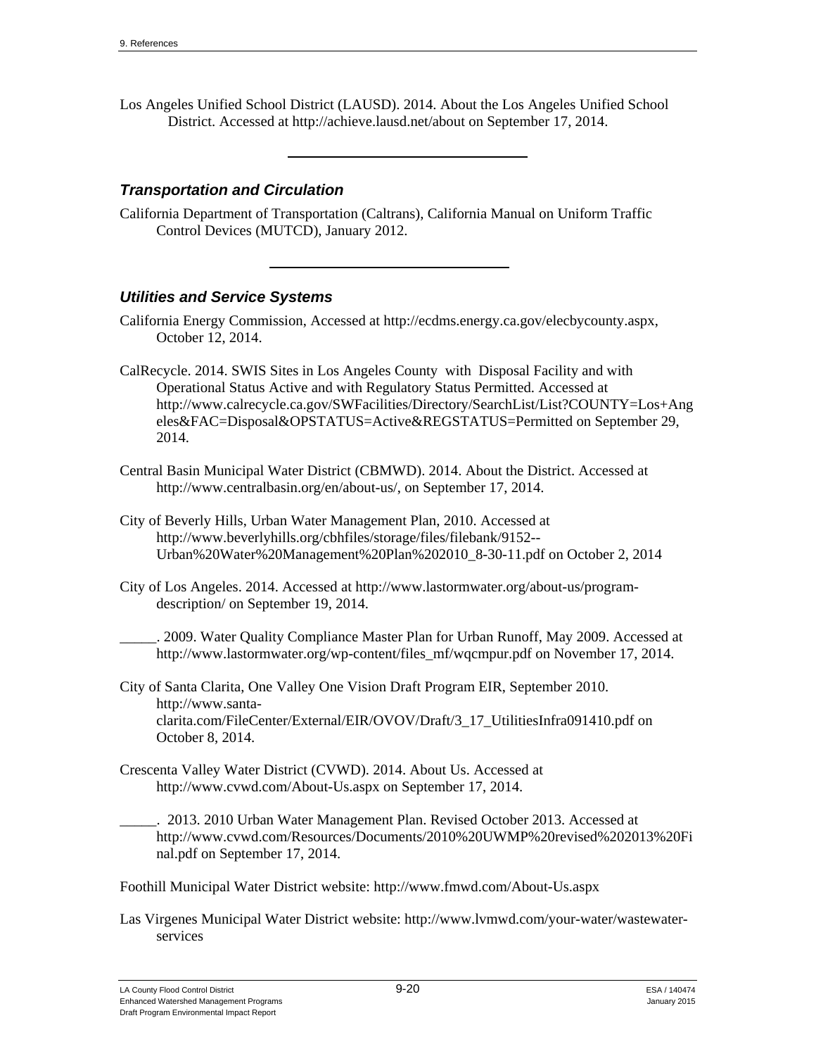Los Angeles Unified School District (LAUSD). 2014. About the Los Angeles Unified School District. Accessed at http://achieve.lausd.net/about on September 17, 2014.

---

### *Transportation and Circulation*

California Department of Transportation (Caltrans), California Manual on Uniform Traffic Control Devices (MUTCD), January 2012.

---

### *Utilities and Service Systems*

California Energy Commission, Accessed at http://ecdms.energy.ca.gov/elecbycounty.aspx, October 12, 2014.

CalRecycle. 2014. SWIS Sites in Los Angeles County with Disposal Facility and with Operational Status Active and with Regulatory Status Permitted. Accessed at http://www.calrecycle.ca.gov/SWFacilities/Directory/SearchList/List?COUNTY=Los+Angeles&FAC=Disposal&OPSTATUS=Active&REGSTATUS=Permitted on September 29, 2014.

Central Basin Municipal Water District (CBMWD). 2014. About the District. Accessed at http://www.centralbasin.org/en/about-us/, on September 17, 2014.

City of Beverly Hills, Urban Water Management Plan, 2010. Accessed at http://www.beverlyhills.org/cbhfiles/storage/files/filebank/9152--Urban%20Water%20Management%20Plan%202010_8-30-11.pdf on October 2, 2014

City of Los Angeles. 2014. Accessed at http://www.lastormwater.org/about-us/program-description/ on September 19, 2014.

_____. 2009. Water Quality Compliance Master Plan for Urban Runoff, May 2009. Accessed at http://www.lastormwater.org/wp-content/files_mf/wqcmpur.pdf on November 17, 2014.

City of Santa Clarita, One Valley One Vision Draft Program EIR, September 2010. http://www.santa-clarita.com/FileCenter/External/EIR/OVOV/Draft/3_17_UtilitiesInfra091410.pdf on October 8, 2014.

Crescenta Valley Water District (CVWD). 2014. About Us. Accessed at http://www.cvwd.com/About-Us.aspx on September 17, 2014.

_____. 2013. 2010 Urban Water Management Plan. Revised October 2013. Accessed at http://www.cvwd.com/Resources/Documents/2010%20UWMP%20revised%202013%20Final.pdf on September 17, 2014.

Foothill Municipal Water District website: http://www.fmwd.com/About-Us.aspx

Las Virgenes Municipal Water District website: http://www.lvmwd.com/your-water/wastewater-services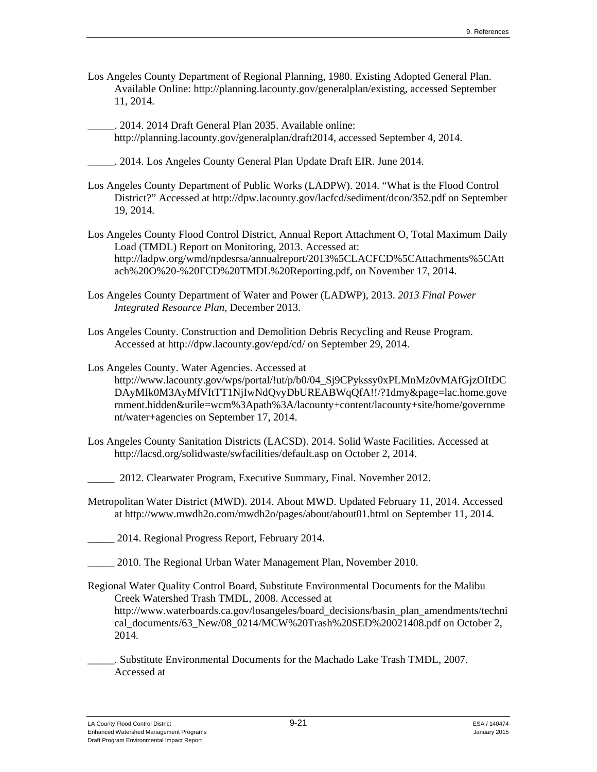Los Angeles County Department of Regional Planning, 1980. Existing Adopted General Plan. Available Online: http://planning.lacounty.gov/generalplan/existing, accessed September 11, 2014.

_____. 2014. 2014 Draft General Plan 2035. Available online: http://planning.lacounty.gov/generalplan/draft2014, accessed September 4, 2014.

_____. 2014. Los Angeles County General Plan Update Draft EIR. June 2014.

Los Angeles County Department of Public Works (LADPW). 2014. "What is the Flood Control District?" Accessed at http://dpw.lacounty.gov/lacfcd/sediment/dcon/352.pdf on September 19, 2014.

Los Angeles County Flood Control District, Annual Report Attachment O, Total Maximum Daily Load (TMDL) Report on Monitoring, 2013. Accessed at: http://ladpw.org/wmd/npdesrsa/annualreport/2013%5CLACFCD%5CAttachments%5CAttach%20O%20-%20FCD%20TMDL%20Reporting.pdf, on November 17, 2014.

Los Angeles County Department of Water and Power (LADWP), 2013. *2013 Final Power Integrated Resource Plan*, December 2013.

Los Angeles County. Construction and Demolition Debris Recycling and Reuse Program. Accessed at http://dpw.lacounty.gov/epd/cd/ on September 29, 2014.

Los Angeles County. Water Agencies. Accessed at http://www.lacounty.gov/wps/portal/!ut/p/b0/04_Sj9CPykssy0xPLMnMz0vMAfGjzOItDCDAyMIk0M3AyMfVItTT1NjIwNdQvyDbUREABWqQfA!!/?1dmy&page=lac.home.government.hidden&urile=wcm%3Apath%3A/lacounty+content/lacounty+site/home/government/water+agencies on September 17, 2014.

Los Angeles County Sanitation Districts (LACSD). 2014. Solid Waste Facilities. Accessed at http://lacsd.org/solidwaste/swfacilities/default.asp on October 2, 2014.

_____ 2012. Clearwater Program, Executive Summary, Final. November 2012.

Metropolitan Water District (MWD). 2014. About MWD. Updated February 11, 2014. Accessed at http://www.mwdh2o.com/mwdh2o/pages/about/about01.html on September 11, 2014.

_____ 2014. Regional Progress Report, February 2014.

_____ 2010. The Regional Urban Water Management Plan, November 2010.

Regional Water Quality Control Board, Substitute Environmental Documents for the Malibu Creek Watershed Trash TMDL, 2008. Accessed at http://www.waterboards.ca.gov/losangeles/board_decisions/basin_plan_amendments/technical_documents/63_New/08_0214/MCW%20Trash%20SED%20021408.pdf on October 2, 2014.

_____. Substitute Environmental Documents for the Machado Lake Trash TMDL, 2007. Accessed at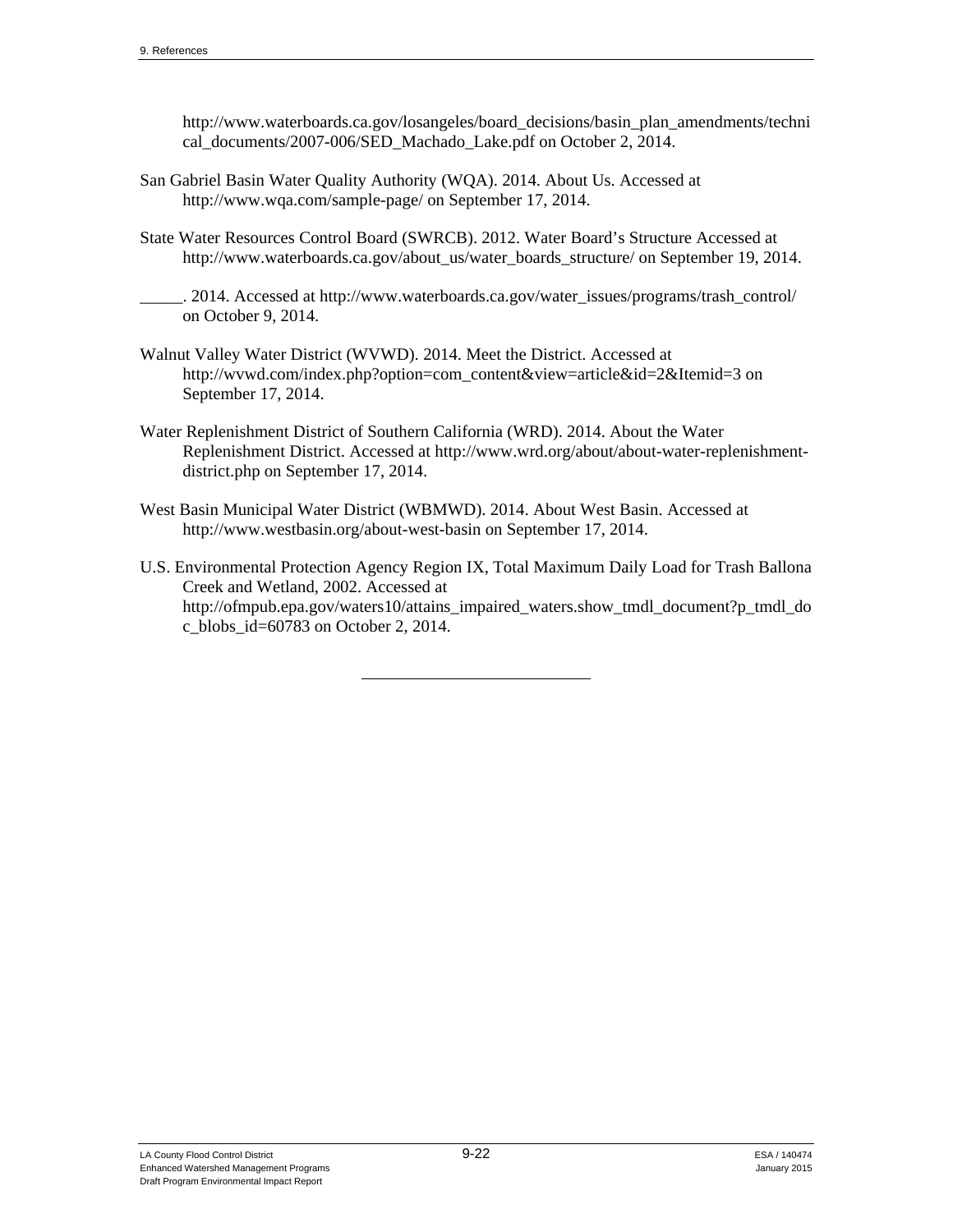http://www.waterboards.ca.gov/losangeles/board_decisions/basin_plan_amendments/technical_documents/2007-006/SED_Machado_Lake.pdf on October 2, 2014.

San Gabriel Basin Water Quality Authority (WQA). 2014. About Us. Accessed at http://www.wqa.com/sample-page/ on September 17, 2014.

State Water Resources Control Board (SWRCB). 2012. Water Board's Structure Accessed at http://www.waterboards.ca.gov/about_us/water_boards_structure/ on September 19, 2014.

_____. 2014. Accessed at http://www.waterboards.ca.gov/water_issues/programs/trash_control/ on October 9, 2014.

Walnut Valley Water District (WVWD). 2014. Meet the District. Accessed at http://wvwd.com/index.php?option=com_content&view=article&id=2&Itemid=3 on September 17, 2014.

Water Replenishment District of Southern California (WRD). 2014. About the Water Replenishment District. Accessed at http://www.wrd.org/about/about-water-replenishment-district.php on September 17, 2014.

West Basin Municipal Water District (WBMWD). 2014. About West Basin. Accessed at http://www.westbasin.org/about-west-basin on September 17, 2014.

U.S. Environmental Protection Agency Region IX, Total Maximum Daily Load for Trash Ballona Creek and Wetland, 2002. Accessed at http://ofmpub.epa.gov/waters10/attains_impaired_waters.show_tmdl_document?p_tmdl_doc_blobs_id=60783 on October 2, 2014.

---